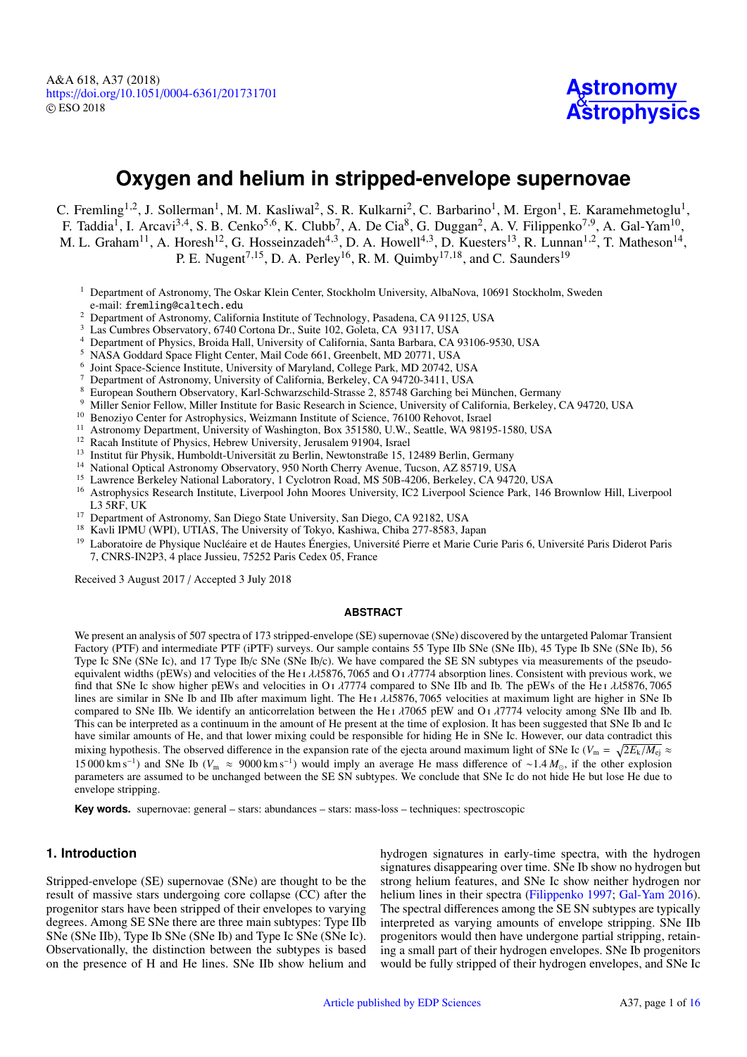# Oxygen and helium in stripped-envelope supernovae

C. Fremling[1,2], J. Sollerman[1], M. M. Kasliwal[2], S. R. Kulkarni[2], C. Barbarino[1], M. Ergon[1], E. Karamehmetoglu[1], F. Taddia[1], I. Arcavi[3,4], S. B. Cenko[5,6], K. Clubb[7], A. De Cia[8], G. Duggan[2], A. V. Filippenko[7,9], A. Gal-Yam[10], M. L. Graham[11], A. Horesh[12], G. Hosseinzadeh[4,3], D. A. Howell[4,3], D. Kuesters[13], R. Lunnan[1,2], T. Matheson[14], P. E. Nugent[7,15], D. A. Perley[16], R. M. Quimby[17,18], and C. Saunders[19]

[1] Department of Astronomy, The Oskar Klein Center, Stockholm University, AlbaNova, 10691 Stockholm, Sweden
e-mail: fremling@caltech.edu
[2] Department of Astronomy, California Institute of Technology, Pasadena, CA 91125, USA
[3] Las Cumbres Observatory, 6740 Cortona Dr., Suite 102, Goleta, CA 93117, USA
[4] Department of Physics, Broida Hall, University of California, Santa Barbara, CA 93106-9530, USA
[5] NASA Goddard Space Flight Center, Mail Code 661, Greenbelt, MD 20771, USA
[6] Joint Space-Science Institute, University of Maryland, College Park, MD 20742, USA
[7] Department of Astronomy, University of California, Berkeley, CA 94720-3411, USA
[8] European Southern Observatory, Karl-Schwarzschild-Strasse 2, 85748 Garching bei München, Germany
[9] Miller Senior Fellow, Miller Institute for Basic Research in Science, University of California, Berkeley, CA 94720, USA
[10] Benoziyo Center for Astrophysics, Weizmann Institute of Science, 76100 Rehovot, Israel
[11] Astronomy Department, University of Washington, Box 351580, U.W., Seattle, WA 98195-1580, USA
[12] Racah Institute of Physics, Hebrew University, Jerusalem 91904, Israel
[13] Institut für Physik, Humboldt-Universität zu Berlin, Newtonstraße 15, 12489 Berlin, Germany
[14] National Optical Astronomy Observatory, 950 North Cherry Avenue, Tucson, AZ 85719, USA
[15] Lawrence Berkeley National Laboratory, 1 Cyclotron Road, MS 50B-4206, Berkeley, CA 94720, USA
[16] Astrophysics Research Institute, Liverpool John Moores University, IC2 Liverpool Science Park, 146 Brownlow Hill, Liverpool L3 5RF, UK
[17] Department of Astronomy, San Diego State University, San Diego, CA 92182, USA
[18] Kavli IPMU (WPI), UTIAS, The University of Tokyo, Kashiwa, Chiba 277-8583, Japan
[19] Laboratoire de Physique Nucléaire et de Hautes Énergies, Université Pierre et Marie Curie Paris 6, Université Paris Diderot Paris 7, CNRS-IN2P3, 4 place Jussieu, 75252 Paris Cedex 05, France

Received 3 August 2017 / Accepted 3 July 2018

## ABSTRACT

We present an analysis of 507 spectra of 173 stripped-envelope (SE) supernovae (SNe) discovered by the untargeted Palomar Transient Factory (PTF) and intermediate PTF (iPTF) surveys. Our sample contains 55 Type IIb SNe (SNe IIb), 45 Type Ib SNe (SNe Ib), 56 Type Ic SNe (SNe Ic), and 17 Type Ib/c SNe (SNe Ib/c). We have compared the SE SN subtypes via measurements of the pseudo-equivalent widths (pEWs) and velocities of the He I $\lambda\lambda5876, 7065$ and O I $\lambda7774$ absorption lines. Consistent with previous work, we find that SNe Ic show higher pEWs and velocities in O I $\lambda7774$ compared to SNe IIb and Ib. The pEWs of the He I $\lambda\lambda5876, 7065$ lines are similar in SNe Ib and IIb after maximum light. The He I $\lambda\lambda5876, 7065$ velocities at maximum light are higher in SNe Ib compared to SNe IIb. We identify an anticorrelation between the He I $\lambda7065$ pEW and O I $\lambda7774$ velocity among SNe IIb and Ib. This can be interpreted as a continuum in the amount of He present at the time of explosion. It has been suggested that SNe Ib and Ic have similar amounts of He, and that lower mixing could be responsible for hiding He in SNe Ic. However, our data contradict this mixing hypothesis. The observed difference in the expansion rate of the ejecta around maximum light of SNe Ic ($V_{\rm m} = \sqrt{2E_{\rm k}/M_{\rm ej}} \approx 15\,000\,{\rm km\,s^{-1}}$) and SNe Ib ($V_{\rm m} \approx 9000\,{\rm km\,s^{-1}}$) would imply an average He mass difference of $\sim 1.4\,M_{\odot}$, if the other explosion parameters are assumed to be unchanged between the SE SN subtypes. We conclude that SNe Ic do not hide He but lose He due to envelope stripping.

**Key words.** supernovae: general – stars: abundances – stars: mass-loss – techniques: spectroscopic

## 1. Introduction

Stripped-envelope (SE) supernovae (SNe) are thought to be the result of massive stars undergoing core collapse (CC) after the progenitor stars have been stripped of their envelopes to varying degrees. Among SE SNe there are three main subtypes: Type IIb SNe (SNe IIb), Type Ib SNe (SNe Ib) and Type Ic SNe (SNe Ic). Observationally, the distinction between the subtypes is based on the presence of H and He lines. SNe IIb show helium and hydrogen signatures in early-time spectra, with the hydrogen signatures disappearing over time. SNe Ib show no hydrogen but strong helium features, and SNe Ic show neither hydrogen nor helium lines in their spectra (Filippenko 1997; Gal-Yam 2016). The spectral differences among the SE SN subtypes are typically interpreted as varying amounts of envelope stripping. SNe IIb progenitors would then have undergone partial stripping, retaining a small part of their hydrogen envelopes. SNe Ib progenitors would be fully stripped of their hydrogen envelopes, and SNe Ic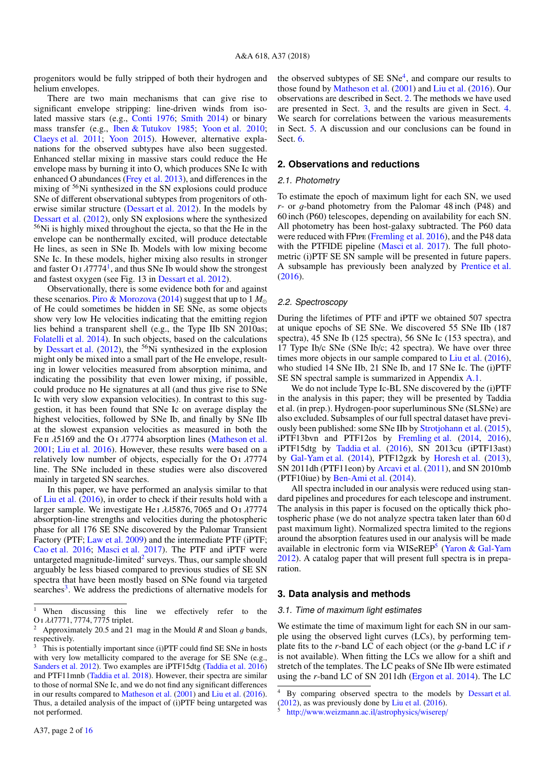progenitors would be fully stripped of both their hydrogen and helium envelopes.

There are two main mechanisms that can give rise to significant envelope stripping: line-driven winds from isolated massive stars (e.g., Conti 1976; Smith 2014) or binary mass transfer (e.g., Iben & Tutukov 1985; Yoon et al. 2010; Claeys et al. 2011; Yoon 2015). However, alternative explanations for the observed subtypes have also been suggested. Enhanced stellar mixing in massive stars could reduce the He envelope mass by burning it into O, which produces SNe Ic with enhanced O abundances (Frey et al. 2013), and differences in the mixing of $^{56}$Ni synthesized in the SN explosions could produce SNe of different observational subtypes from progenitors of otherwise similar structure (Dessart et al. 2012). In the models by Dessart et al. (2012), only SN explosions where the synthesized $^{56}$Ni is highly mixed throughout the ejecta, so that the He in the envelope can be nonthermally excited, will produce detectable He lines, as seen in SNe Ib. Models with low mixing become SNe Ic. In these models, higher mixing also results in stronger and faster O I $\lambda$7774[1], and thus SNe Ib would show the strongest and fastest oxygen (see Fig. 13 in Dessart et al. 2012).

Observationally, there is some evidence both for and against these scenarios. Piro & Morozova (2014) suggest that up to 1 $M_\odot$ of He could sometimes be hidden in SE SNe, as some objects show very low He velocities indicating that the emitting region lies behind a transparent shell (e.g., the Type IIb SN 2010as; Folatelli et al. 2014). In such objects, based on the calculations by Dessart et al. (2012), the $^{56}$Ni synthesized in the explosion might only be mixed into a small part of the He envelope, resulting in lower velocities measured from absorption minima, and indicating the possibility that even lower mixing, if possible, could produce no He signatures at all (and thus give rise to SNe Ic with very slow expansion velocities). In contrast to this suggestion, it has been found that SNe Ic on average display the highest velocities, followed by SNe Ib, and finally by SNe IIb at the slowest expansion velocities as measured in both the Fe II $\lambda$5169 and the O I $\lambda$7774 absorption lines (Matheson et al. 2001; Liu et al. 2016). However, these results were based on a relatively low number of objects, especially for the O I $\lambda$7774 line. The SNe included in these studies were also discovered mainly in targeted SN searches.

In this paper, we have performed an analysis similar to that of Liu et al. (2016), in order to check if their results hold with a larger sample. We investigate He I $\lambda\lambda$5876, 7065 and O I $\lambda$7774 absorption-line strengths and velocities during the photospheric phase for all 176 SE SNe discovered by the Palomar Transient Factory (PTF; Law et al. 2009) and the intermediate PTF (iPTF; Cao et al. 2016; Masci et al. 2017). The PTF and iPTF were untargeted magnitude-limited[2] surveys. Thus, our sample should arguably be less biased compared to previous studies of SE SN spectra that have been mostly based on SNe found via targeted searches[3]. We address the predictions of alternative models for the observed subtypes of SE SNe[4], and compare our results to those found by Matheson et al. (2001) and Liu et al. (2016). Our observations are described in Sect. 2. The methods we have used are presented in Sect. 3, and the results are given in Sect. 4. We search for correlations between the various measurements in Sect. 5. A discussion and our conclusions can be found in Sect. 6.

## 2. Observations and reductions

### 2.1. Photometry

To estimate the epoch of maximum light for each SN, we used $r$- or $g$-band photometry from the Palomar 48 inch (P48) and 60 inch (P60) telescopes, depending on availability for each SN. All photometry has been host-galaxy subtracted. The P60 data were reduced with FPipe (Fremling et al. 2016), and the P48 data with the PTFIDE pipeline (Masci et al. 2017). The full photometric (i)PTF SE SN sample will be presented in future papers. A subsample has previously been analyzed by Prentice et al. (2016).

### 2.2. Spectroscopy

During the lifetimes of PTF and iPTF we obtained 507 spectra at unique epochs of SE SNe. We discovered 55 SNe IIb (187 spectra), 45 SNe Ib (125 spectra), 56 SNe Ic (153 spectra), and 17 Type Ib/c SNe (SNe Ib/c; 42 spectra). We have over three times more objects in our sample compared to Liu et al. (2016), who studied 14 SNe IIb, 21 SNe Ib, and 17 SNe Ic. The (i)PTF SE SN spectral sample is summarized in Appendix A.1.

We do not include Type Ic-BL SNe discovered by the (i)PTF in the analysis in this paper; they will be presented by Taddia et al. (in prep.). Hydrogen-poor superluminous SNe (SLSNe) are also excluded. Subsamples of our full spectral dataset have previously been published: some SNe IIb by Strotjohann et al. (2015), iPTF13bvn and PTF12os by Fremling et al. (2014, 2016), iPTF15dtg by Taddia et al. (2016), SN 2013cu (iPTF13ast) by Gal-Yam et al. (2014), PTF12gzk by Horesh et al. (2013), SN 2011dh (PTF11eon) by Arcavi et al. (2011), and SN 2010mb (PTF10iue) by Ben-Ami et al. (2014).

All spectra included in our analysis were reduced using standard pipelines and procedures for each telescope and instrument. The analysis in this paper is focused on the optically thick photospheric phase (we do not analyze spectra taken later than 60 d past maximum light). Normalized spectra limited to the regions around the absorption features used in our analysis will be made available in electronic form via WISeREP[5] (Yaron & Gal-Yam 2012). A catalog paper that will present full spectra is in preparation.

## 3. Data analysis and methods

### 3.1. Time of maximum light estimates

We estimate the time of maximum light for each SN in our sample using the observed light curves (LCs), by performing template fits to the $r$-band LC of each object (or the $g$-band LC if $r$ is not available). When fitting the LCs we allow for a shift and stretch of the templates. The LC peaks of SNe IIb were estimated using the $r$-band LC of SN 2011dh (Ergon et al. 2014). The LC

---

[1] When discussing this line we effectively refer to the O I $\lambda\lambda$7771, 7774, 7775 triplet.

[2] Approximately 20.5 and 21 mag in the Mould $R$ and Sloan $g$ bands, respectively.

[3] This is potentially important since (i)PTF could find SE SNe in hosts with very low metallicity compared to the average for SE SNe (e.g., Sanders et al. 2012). Two examples are iPTF15dtg (Taddia et al. 2016) and PTF11mnb (Taddia et al. 2018). However, their spectra are similar to those of normal SNe Ic, and we do not find any significant differences in our results compared to Matheson et al. (2001) and Liu et al. (2016). Thus, a detailed analysis of the impact of (i)PTF being untargeted was not performed.

[4] By comparing observed spectra to the models by Dessart et al. (2012), as was previously done by Liu et al. (2016).

[5] http://www.weizmann.ac.il/astrophysics/wiserep/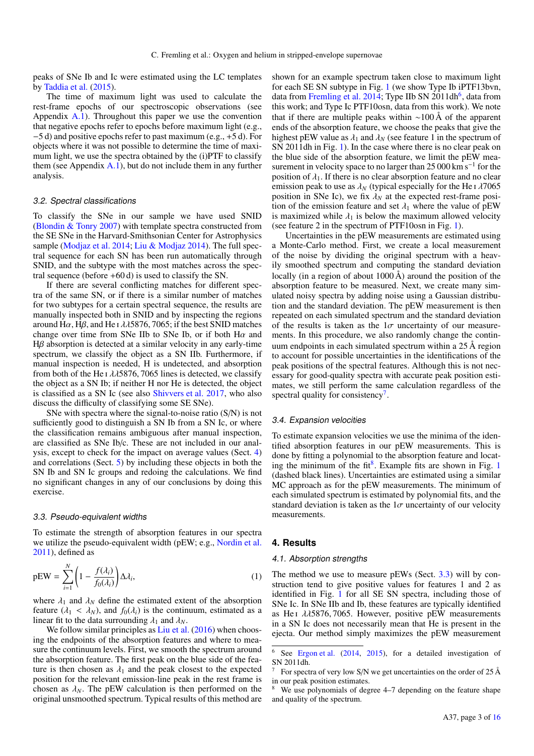peaks of SNe Ib and Ic were estimated using the LC templates by Taddia et al. (2015).

The time of maximum light was used to calculate the rest-frame epochs of our spectroscopic observations (see Appendix A.1). Throughout this paper we use the convention that negative epochs refer to epochs before maximum light (e.g., −5 d) and positive epochs refer to past maximum (e.g., +5 d). For objects where it was not possible to determine the time of maximum light, we use the spectra obtained by the (i)PTF to classify them (see Appendix A.1), but do not include them in any further analysis.

### 3.2. Spectral classifications

To classify the SNe in our sample we have used SNID (Blondin & Tonry 2007) with template spectra constructed from the SE SNe in the Harvard-Smithsonian Center for Astrophysics sample (Modjaz et al. 2014; Liu & Modjaz 2014). The full spectral sequence for each SN has been run automatically through SNID, and the subtype with the most matches across the spectral sequence (before +60 d) is used to classify the SN.

If there are several conflicting matches for different spectra of the same SN, or if there is a similar number of matches for two subtypes for a certain spectral sequence, the results are manually inspected both in SNID and by inspecting the regions around Hα, Hβ, and He I λλ5876, 7065; if the best SNID matches change over time from SNe IIb to SNe Ib, or if both Hα and Hβ absorption is detected at a similar velocity in any early-time spectrum, we classify the object as a SN IIb. Furthermore, if manual inspection is needed, H is undetected, and absorption from both of the He I λλ5876, 7065 lines is detected, we classify the object as a SN Ib; if neither H nor He is detected, the object is classified as a SN Ic (see also Shivvers et al. 2017, who also discuss the difficulty of classifying some SE SNe).

SNe with spectra where the signal-to-noise ratio (S/N) is not sufficiently good to distinguish a SN Ib from a SN Ic, or where the classification remains ambiguous after manual inspection, are classified as SNe Ib/c. These are not included in our analysis, except to check for the impact on average values (Sect. 4) and correlations (Sect. 5) by including these objects in both the SN Ib and SN Ic groups and redoing the calculations. We find no significant changes in any of our conclusions by doing this exercise.

### 3.3. Pseudo-equivalent widths

To estimate the strength of absorption features in our spectra we utilize the pseudo-equivalent width (pEW; e.g., Nordin et al. 2011), defined as

$$\mathrm{pEW} = \sum_{i=1}^{N} \left(1 - \frac{f(\lambda_i)}{f_0(\lambda_i)}\right) \Delta\lambda_i, \quad (1)$$

where $\lambda_1$ and $\lambda_N$ define the estimated extent of the absorption feature ($\lambda_1 < \lambda_N$), and $f_0(\lambda_i)$ is the continuum, estimated as a linear fit to the data surrounding $\lambda_1$ and $\lambda_N$.

We follow similar principles as Liu et al. (2016) when choosing the endpoints of the absorption features and where to measure the continuum levels. First, we smooth the spectrum around the absorption feature. The first peak on the blue side of the feature is then chosen as $\lambda_1$ and the peak closest to the expected position for the relevant emission-line peak in the rest frame is chosen as $\lambda_N$. The pEW calculation is then performed on the original unsmoothed spectrum. Typical results of this method are shown for an example spectrum taken close to maximum light for each SE SN subtype in Fig. 1 (we show Type Ib iPTF13bvn, data from Fremling et al. 2014; Type IIb SN 2011dh[6], data from this work; and Type Ic PTF10osn, data from this work). We note that if there are multiple peaks within ~100 Å of the apparent ends of the absorption feature, we choose the peaks that give the highest pEW value as $\lambda_1$ and $\lambda_N$ (see feature 1 in the spectrum of SN 2011dh in Fig. 1). In the case where there is no clear peak on the blue side of the absorption feature, we limit the pEW measurement in velocity space to no larger than 25 000 km s$^{-1}$ for the position of $\lambda_1$. If there is no clear absorption feature and no clear emission peak to use as $\lambda_N$ (typical especially for the He I λ7065 position in SNe Ic), we fix $\lambda_N$ at the expected rest-frame position of the emission feature and set $\lambda_1$ where the value of pEW is maximized while $\lambda_1$ is below the maximum allowed velocity (see feature 2 in the spectrum of PTF10osn in Fig. 1).

Uncertainties in the pEW measurements are estimated using a Monte-Carlo method. First, we create a local measurement of the noise by dividing the original spectrum with a heavily smoothed spectrum and computing the standard deviation locally (in a region of about 1000 Å) around the position of the absorption feature to be measured. Next, we create many simulated noisy spectra by adding noise using a Gaussian distribution and the standard deviation. The pEW measurement is then repeated on each simulated spectrum and the standard deviation of the results is taken as the 1σ uncertainty of our measurements. In this procedure, we also randomly change the continuum endpoints in each simulated spectrum within a 25 Å region to account for possible uncertainties in the identifications of the peak positions of the spectral features. Although this is not necessary for good-quality spectra with accurate peak position estimates, we still perform the same calculation regardless of the spectral quality for consistency[7].

### 3.4. Expansion velocities

To estimate expansion velocities we use the minima of the identified absorption features in our pEW measurements. This is done by fitting a polynomial to the absorption feature and locating the minimum of the fit[8]. Example fits are shown in Fig. 1 (dashed black lines). Uncertainties are estimated using a similar MC approach as for the pEW measurements. The minimum of each simulated spectrum is estimated by polynomial fits, and the standard deviation is taken as the 1σ uncertainty of our velocity measurements.

## 4. Results

### 4.1. Absorption strengths

The method we use to measure pEWs (Sect. 3.3) will by construction tend to give positive values for features 1 and 2 as identified in Fig. 1 for all SE SN spectra, including those of SNe Ic. In SNe IIb and Ib, these features are typically identified as He I λλ5876, 7065. However, positive pEW measurements in a SN Ic does not necessarily mean that He is present in the ejecta. Our method simply maximizes the pEW measurement

[6] See Ergon et al. (2014, 2015), for a detailed investigation of SN 2011dh.

[7] For spectra of very low S/N we get uncertainties on the order of 25 Å in our peak position estimates.

[8] We use polynomials of degree 4–7 depending on the feature shape and quality of the spectrum.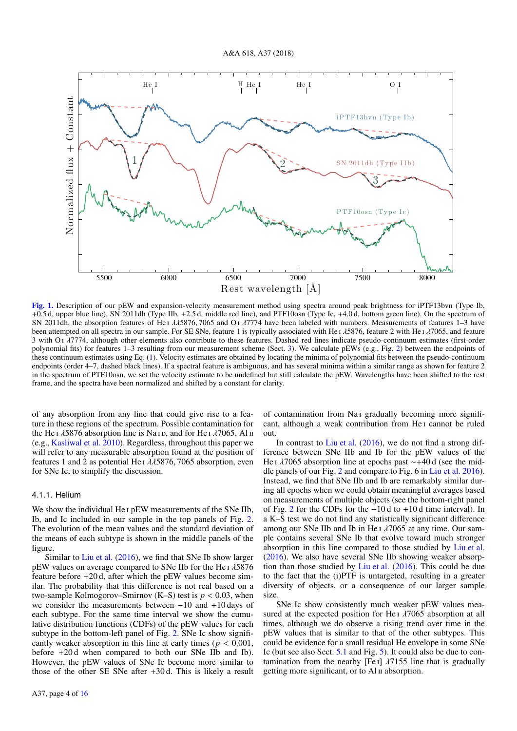**Fig. 1.** Description of our pEW and expansion-velocity measurement method using spectra around peak brightness for iPTF13bvn (Type Ib, +0.5 d, upper blue line), SN 2011dh (Type IIb, +2.5 d, middle red line), and PTF10osn (Type Ic, +4.0 d, bottom green line). On the spectrum of SN 2011dh, the absorption features of He I λλ5876, 7065 and O I λ7774 have been labeled with numbers. Measurements of features 1–3 have been attempted on all spectra in our sample. For SE SNe, feature 1 is typically associated with He I λ5876, feature 2 with He I λ7065, and feature 3 with O I λ7774, although other elements also contribute to these features. Dashed red lines indicate pseudo-continuum estimates (first-order polynomial fits) for features 1–3 resulting from our measurement scheme (Sect. 3). We calculate pEWs (e.g., Fig. 2) between the endpoints of these continuum estimates using Eq. (1). Velocity estimates are obtained by locating the minima of polynomial fits between the pseudo-continuum endpoints (order 4–7, dashed black lines). If a spectral feature is ambiguous, and has several minima within a similar range as shown for feature 2 in the spectrum of PTF10osn, we set the velocity estimate to be undefined but still calculate the pEW. Wavelengths have been shifted to the rest frame, and the spectra have been normalized and shifted by a constant for clarity.

of any absorption from any line that could give rise to a feature in these regions of the spectrum. Possible contamination for the He I λ5876 absorption line is Na I D, and for He I λ7065, Al II (e.g., Kasliwal et al. 2010). Regardless, throughout this paper we will refer to any measurable absorption found at the position of features 1 and 2 as potential He I λλ5876, 7065 absorption, even for SNe Ic, to simplify the discussion.

#### 4.1.1. Helium

We show the individual He I pEW measurements of the SNe IIb, Ib, and Ic included in our sample in the top panels of Fig. 2. The evolution of the mean values and the standard deviation of the means of each subtype is shown in the middle panels of the figure.

Similar to Liu et al. (2016), we find that SNe Ib show larger pEW values on average compared to SNe IIb for the He I λ5876 feature before +20 d, after which the pEW values become similar. The probability that this difference is not real based on a two-sample Kolmogorov–Smirnov (K–S) test is $p < 0.03$, when we consider the measurements between −10 and +10 days of each subtype. For the same time interval we show the cumulative distribution functions (CDFs) of the pEW values for each subtype in the bottom-left panel of Fig. 2. SNe Ic show significantly weaker absorption in this line at early times ($p < 0.001$, before +20 d when compared to both our SNe IIb and Ib). However, the pEW values of SNe Ic become more similar to those of the other SE SNe after +30 d. This is likely a result of contamination from Na I gradually becoming more significant, although a weak contribution from He I cannot be ruled out.

In contrast to Liu et al. (2016), we do not find a strong difference between SNe IIb and Ib for the pEW values of the He I λ7065 absorption line at epochs past ∼+40 d (see the middle panels of our Fig. 2 and compare to Fig. 6 in Liu et al. 2016). Instead, we find that SNe IIb and Ib are remarkably similar during all epochs when we could obtain meaningful averages based on measurements of multiple objects (see the bottom-right panel of Fig. 2 for the CDFs for the −10 d to +10 d time interval). In a K–S test we do not find any statistically significant difference among our SNe IIb and Ib in He I λ7065 at any time. Our sample contains several SNe Ib that evolve toward much stronger absorption in this line compared to those studied by Liu et al. (2016). We also have several SNe IIb showing weaker absorption than those studied by Liu et al. (2016). This could be due to the fact that the (i)PTF is untargeted, resulting in a greater diversity of objects, or a consequence of our larger sample size.

SNe Ic show consistently much weaker pEW values measured at the expected position for He I λ7065 absorption at all times, although we do observe a rising trend over time in the pEW values that is similar to that of the other subtypes. This could be evidence for a small residual He envelope in some SNe Ic (but see also Sect. 5.1 and Fig. 5). It could also be due to contamination from the nearby [Fe I] λ7155 line that is gradually getting more significant, or to Al II absorption.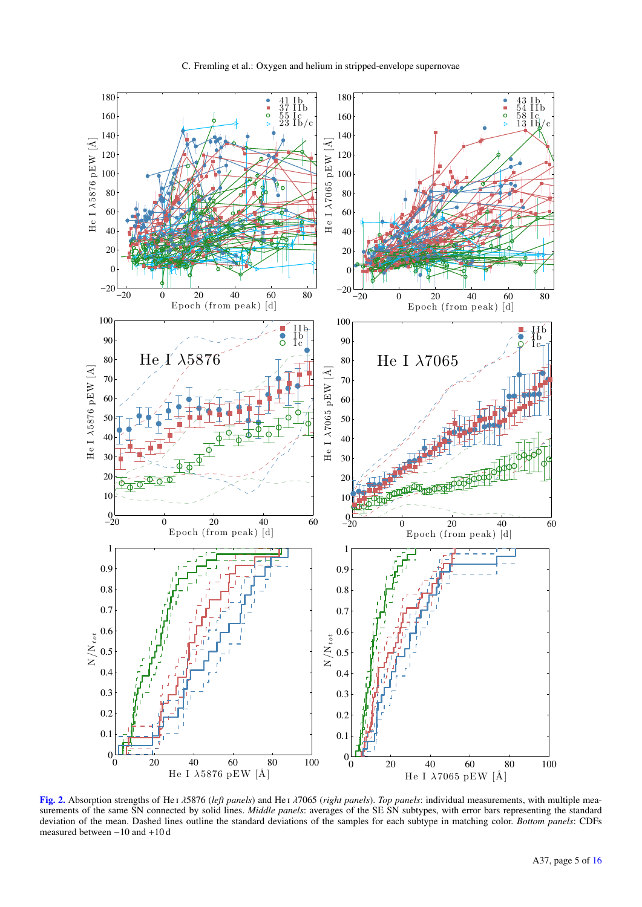**Fig. 2.** Absorption strengths of He I λ5876 (*left panels*) and He I λ7065 (*right panels*). *Top panels*: individual measurements, with multiple measurements of the same SN connected by solid lines. *Middle panels*: averages of the SE SN subtypes, with error bars representing the standard deviation of the mean. Dashed lines outline the standard deviations of the samples for each subtype in matching color. *Bottom panels*: CDFs measured between −10 and +10 d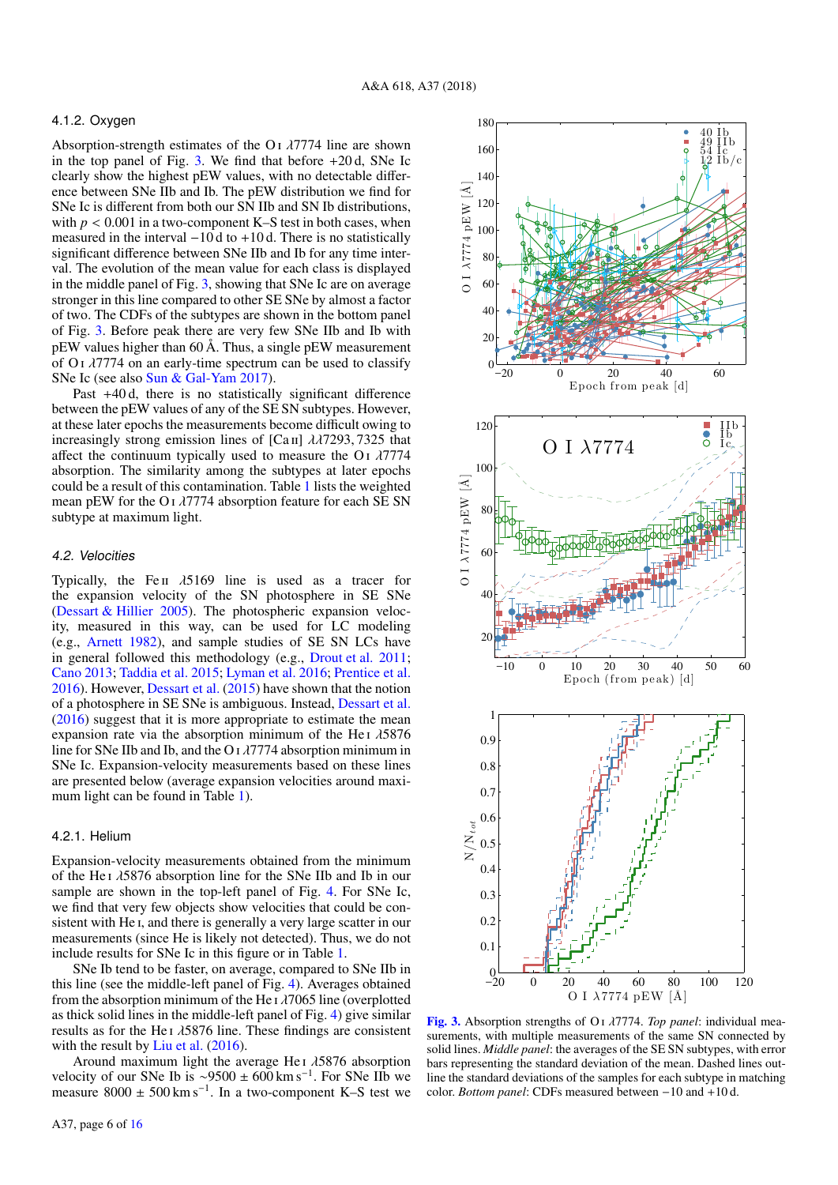#### 4.1.2. Oxygen

Absorption-strength estimates of the O I λ7774 line are shown in the top panel of Fig. 3. We find that before +20 d, SNe Ic clearly show the highest pEW values, with no detectable difference between SNe IIb and Ib. The pEW distribution we find for SNe Ic is different from both our SN IIb and SN Ib distributions, with $p < 0.001$ in a two-component K–S test in both cases, when measured in the interval −10 d to +10 d. There is no statistically significant difference between SNe IIb and Ib for any time interval. The evolution of the mean value for each class is displayed in the middle panel of Fig. 3, showing that SNe Ic are on average stronger in this line compared to other SE SNe by almost a factor of two. The CDFs of the subtypes are shown in the bottom panel of Fig. 3. Before peak there are very few SNe IIb and Ib with pEW values higher than 60 Å. Thus, a single pEW measurement of O I λ7774 on an early-time spectrum can be used to classify SNe Ic (see also Sun & Gal-Yam 2017).

Past +40 d, there is no statistically significant difference between the pEW values of any of the SE SN subtypes. However, at these later epochs the measurements become difficult owing to increasingly strong emission lines of [Ca II] λλ7293, 7325 that affect the continuum typically used to measure the O I λ7774 absorption. The similarity among the subtypes at later epochs could be a result of this contamination. Table 1 lists the weighted mean pEW for the O I λ7774 absorption feature for each SE SN subtype at maximum light.

### 4.2. Velocities

Typically, the Fe II λ5169 line is used as a tracer for the expansion velocity of the SN photosphere in SE SNe (Dessart & Hillier 2005). The photospheric expansion velocity, measured in this way, can be used for LC modeling (e.g., Arnett 1982), and sample studies of SE SN LCs have in general followed this methodology (e.g., Drout et al. 2011; Cano 2013; Taddia et al. 2015; Lyman et al. 2016; Prentice et al. 2016). However, Dessart et al. (2015) have shown that the notion of a photosphere in SE SNe is ambiguous. Instead, Dessart et al. (2016) suggest that it is more appropriate to estimate the mean expansion rate via the absorption minimum of the He I λ5876 line for SNe IIb and Ib, and the O I λ7774 absorption minimum in SNe Ic. Expansion-velocity measurements based on these lines are presented below (average expansion velocities around maximum light can be found in Table 1).

#### 4.2.1. Helium

Expansion-velocity measurements obtained from the minimum of the He I λ5876 absorption line for the SNe IIb and Ib in our sample are shown in the top-left panel of Fig. 4. For SNe Ic, we find that very few objects show velocities that could be consistent with He I, and there is generally a very large scatter in our measurements (since He is likely not detected). Thus, we do not include results for SNe Ic in this figure or in Table 1.

SNe Ib tend to be faster, on average, compared to SNe IIb in this line (see the middle-left panel of Fig. 4). Averages obtained from the absorption minimum of the He I λ7065 line (overplotted as thick solid lines in the middle-left panel of Fig. 4) give similar results as for the He I λ5876 line. These findings are consistent with the result by Liu et al. (2016).

Around maximum light the average He I λ5876 absorption velocity of our SNe Ib is ∼9500 ± 600 km s$^{-1}$. For SNe IIb we measure 8000 ± 500 km s$^{-1}$. In a two-component K–S test we

**Fig. 3.** Absorption strengths of O I λ7774. *Top panel*: individual measurements, with multiple measurements of the same SN connected by solid lines. *Middle panel*: the averages of the SE SN subtypes, with error bars representing the standard deviation of the mean. Dashed lines outline the standard deviations of the samples for each subtype in matching color. *Bottom panel*: CDFs measured between −10 and +10 d.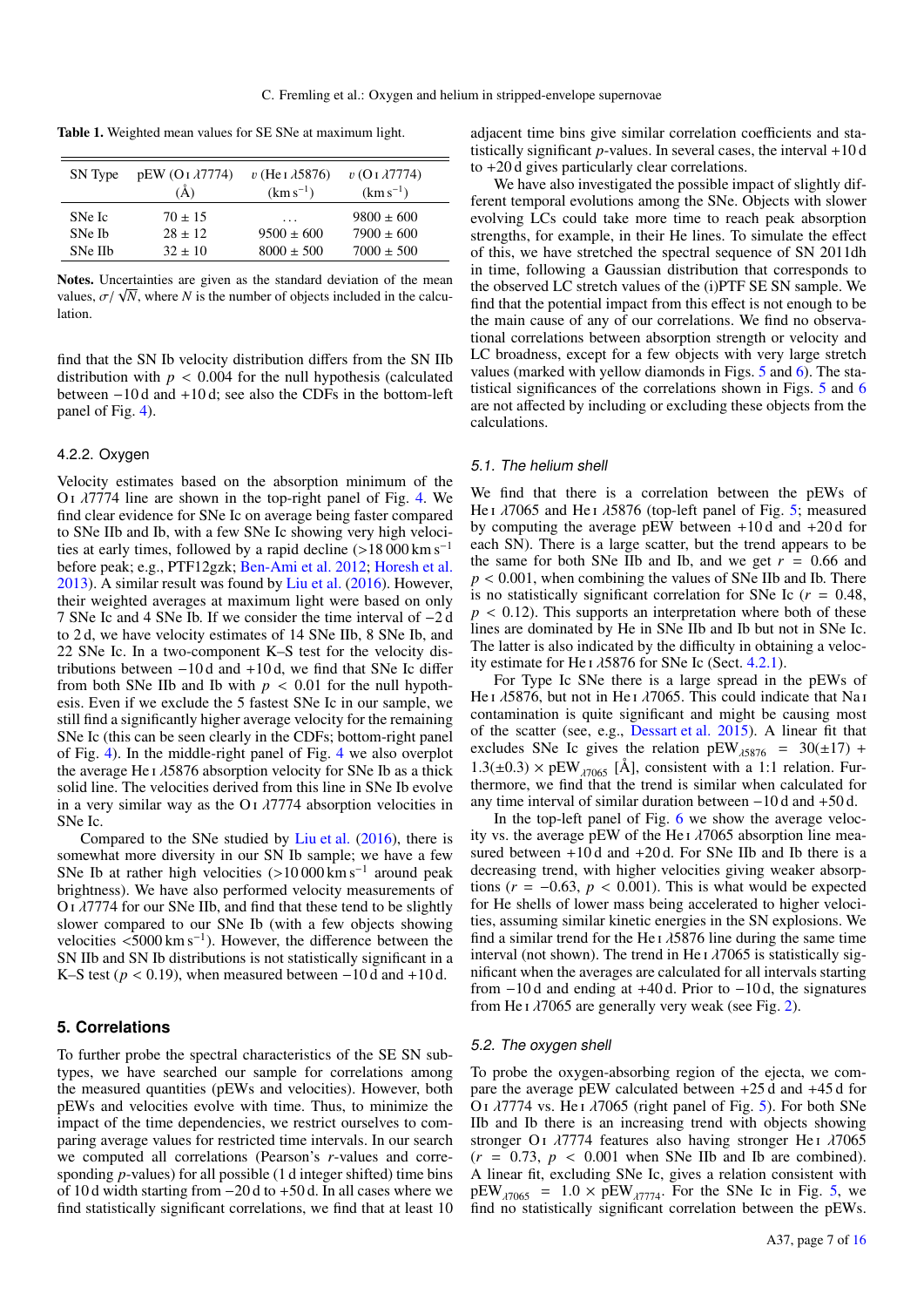**Table 1.** Weighted mean values for SE SNe at maximum light.

| SN Type | pEW (O I λ7774) (Å) | $v$ (He I λ5876) (km s$^{-1}$) | $v$ (O I λ7774) (km s$^{-1}$) |
|---|---|---|---|
| SNe Ic | 70 ± 15 | ... | 9800 ± 600 |
| SNe Ib | 28 ± 12 | 9500 ± 600 | 7900 ± 600 |
| SNe IIb | 32 ± 10 | 8000 ± 500 | 7000 ± 500 |

**Notes.** Uncertainties are given as the standard deviation of the mean values, $\sigma/\sqrt{N}$, where $N$ is the number of objects included in the calculation.

find that the SN Ib velocity distribution differs from the SN IIb distribution with $p < 0.004$ for the null hypothesis (calculated between −10 d and +10 d; see also the CDFs in the bottom-left panel of Fig. 4).

#### 4.2.2. Oxygen

Velocity estimates based on the absorption minimum of the O I λ7774 line are shown in the top-right panel of Fig. 4. We find clear evidence for SNe Ic on average being faster compared to SNe IIb and Ib, with a few SNe Ic showing very high velocities at early times, followed by a rapid decline (>18 000 km s$^{-1}$ before peak; e.g., PTF12gzk; Ben-Ami et al. 2012; Horesh et al. 2013). A similar result was found by Liu et al. (2016). However, their weighted averages at maximum light were based on only 7 SNe Ic and 4 SNe Ib. If we consider the time interval of −2 d to 2 d, we have velocity estimates of 14 SNe IIb, 8 SNe Ib, and 22 SNe Ic. In a two-component K–S test for the velocity distributions between −10 d and +10 d, we find that SNe Ic differ from both SNe IIb and Ib with $p < 0.01$ for the null hypothesis. Even if we exclude the 5 fastest SNe Ic in our sample, we still find a significantly higher average velocity for the remaining SNe Ic (this can be seen clearly in the CDFs; bottom-right panel of Fig. 4). In the middle-right panel of Fig. 4 we also overplot the average He I λ5876 absorption velocity for SNe Ib as a thick solid line. The velocities derived from this line in SNe Ib evolve in a very similar way as the O I λ7774 absorption velocities in SNe Ic.

Compared to the SNe studied by Liu et al. (2016), there is somewhat more diversity in our SN Ib sample; we have a few SNe Ib at rather high velocities (>10 000 km s$^{-1}$ around peak brightness). We have also performed velocity measurements of O I λ7774 for our SNe IIb, and find that these tend to be slightly slower compared to our SNe Ib (with a few objects showing velocities <5000 km s$^{-1}$). However, the difference between the SN IIb and SN Ib distributions is not statistically significant in a K–S test ($p < 0.19$), when measured between −10 d and +10 d.

## 5. Correlations

To further probe the spectral characteristics of the SE SN subtypes, we have searched our sample for correlations among the measured quantities (pEWs and velocities). However, both pEWs and velocities evolve with time. Thus, to minimize the impact of the time dependencies, we restrict ourselves to comparing average values for restricted time intervals. In our search we computed all correlations (Pearson's $r$-values and corresponding $p$-values) for all possible (1 d integer shifted) time bins of 10 d width starting from −20 d to +50 d. In all cases where we find statistically significant correlations, we find that at least 10 adjacent time bins give similar correlation coefficients and statistically significant $p$-values. In several cases, the interval +10 d to +20 d gives particularly clear correlations.

We have also investigated the possible impact of slightly different temporal evolutions among the SNe. Objects with slower evolving LCs could take more time to reach peak absorption strengths, for example, in their He lines. To simulate the effect of this, we have stretched the spectral sequence of SN 2011dh in time, following a Gaussian distribution that corresponds to the observed LC stretch values of the (i)PTF SE SN sample. We find that the potential impact from this effect is not enough to be the main cause of any of our correlations. We find no observational correlations between absorption strength or velocity and LC broadness, except for a few objects with very large stretch values (marked with yellow diamonds in Figs. 5 and 6). The statistical significances of the correlations shown in Figs. 5 and 6 are not affected by including or excluding these objects from the calculations.

### 5.1. The helium shell

We find that there is a correlation between the pEWs of He I λ7065 and He I λ5876 (top-left panel of Fig. 5; measured by computing the average pEW between +10 d and +20 d for each SN). There is a large scatter, but the trend appears to be the same for both SNe IIb and Ib, and we get $r = 0.66$ and $p < 0.001$, when combining the values of SNe IIb and Ib. There is no statistically significant correlation for SNe Ic ($r = 0.48$, $p < 0.12$). This supports an interpretation where both of these lines are dominated by He in SNe IIb and Ib but not in SNe Ic. The latter is also indicated by the difficulty in obtaining a velocity estimate for He I λ5876 for SNe Ic (Sect. 4.2.1).

For Type Ic SNe there is a large spread in the pEWs of He I λ5876, but not in He I λ7065. This could indicate that Na I contamination is quite significant and might be causing most of the scatter (see, e.g., Dessart et al. 2015). A linear fit that excludes SNe Ic gives the relation $\mathrm{pEW}_{\lambda5876} = 30(\pm17) + 1.3(\pm0.3) \times \mathrm{pEW}_{\lambda7065}$ [Å], consistent with a 1:1 relation. Furthermore, we find that the trend is similar when calculated for any time interval of similar duration between −10 d and +50 d.

In the top-left panel of Fig. 6 we show the average velocity vs. the average pEW of the He I λ7065 absorption line measured between +10 d and +20 d. For SNe IIb and Ib there is a decreasing trend, with higher velocities giving weaker absorptions ($r = -0.63$, $p < 0.001$). This is what would be expected for He shells of lower mass being accelerated to higher velocities, assuming similar kinetic energies in the SN explosions. We find a similar trend for the He I λ5876 line during the same time interval (not shown). The trend in He I λ7065 is statistically significant when the averages are calculated for all intervals starting from −10 d and ending at +40 d. Prior to −10 d, the signatures from He I λ7065 are generally very weak (see Fig. 2).

### 5.2. The oxygen shell

To probe the oxygen-absorbing region of the ejecta, we compare the average pEW calculated between +25 d and +45 d for O I λ7774 vs. He I λ7065 (right panel of Fig. 5). For both SNe IIb and Ib there is an increasing trend with objects showing stronger O I λ7774 features also having stronger He I λ7065 ($r = 0.73$, $p < 0.001$ when SNe IIb and Ib are combined). A linear fit, excluding SNe Ic, gives a relation consistent with $\mathrm{pEW}_{\lambda7065} = 1.0 \times \mathrm{pEW}_{\lambda7774}$. For the SNe Ic in Fig. 5, we find no statistically significant correlation between the pEWs.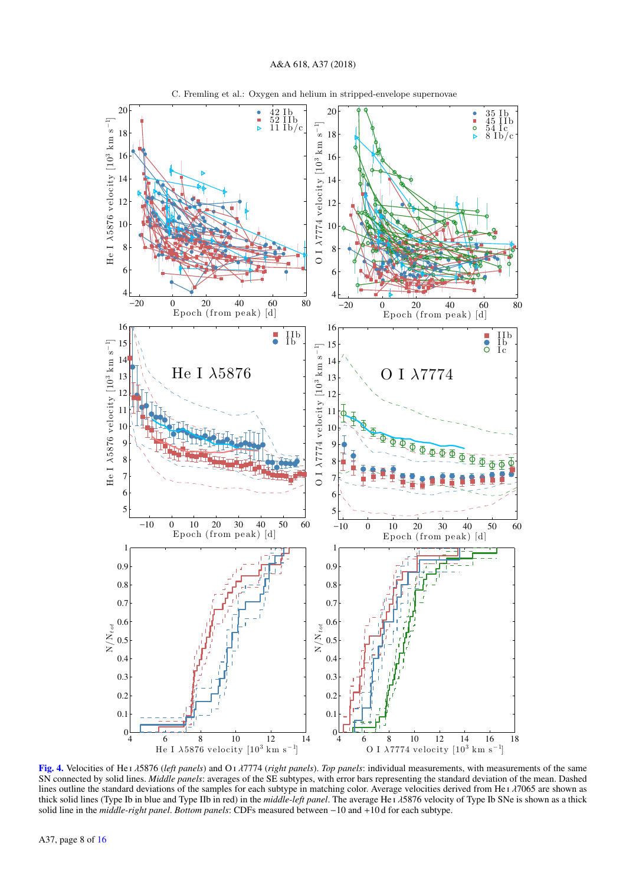Fig. 4. Velocities of He I $\lambda$5876 (*left panels*) and O I $\lambda$7774 (*right panels*). *Top panels*: individual measurements, with measurements of the same SN connected by solid lines. *Middle panels*: averages of the SE subtypes, with error bars representing the standard deviation of the mean. Dashed lines outline the standard deviations of the samples for each subtype in matching color. Average velocities derived from He I $\lambda$7065 are shown as thick solid lines (Type Ib in blue and Type IIb in red) in the *middle-left panel*. The average He I $\lambda$5876 velocity of Type Ib SNe is shown as a thick solid line in the *middle-right panel*. *Bottom panels*: CDFs measured between −10 and +10 d for each subtype.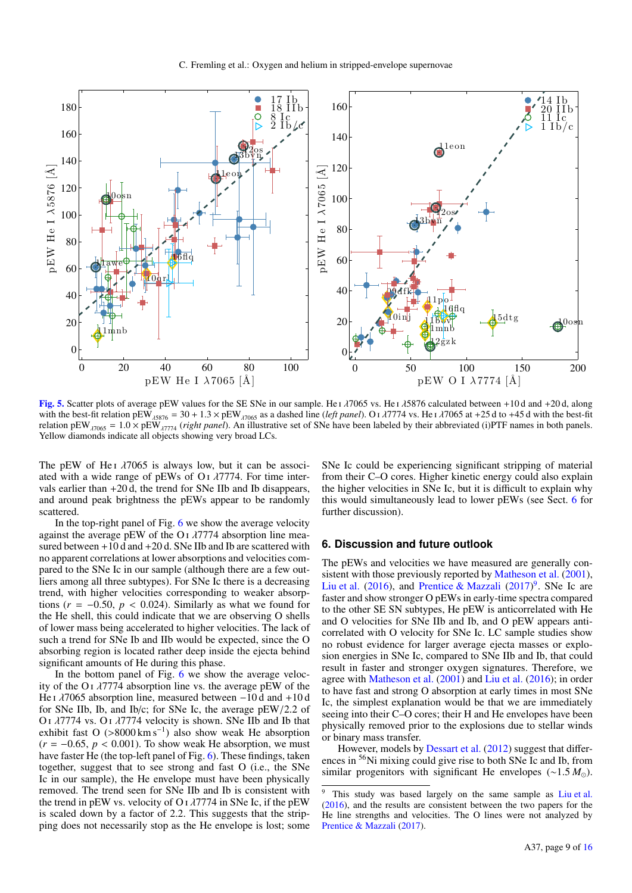**Fig. 5.** Scatter plots of average pEW values for the SE SNe in our sample. He I $\lambda7065$ vs. He I $\lambda5876$ calculated between +10 d and +20 d, along with the best-fit relation $\text{pEW}_{\lambda5876} = 30 + 1.3 \times \text{pEW}_{\lambda7065}$ as a dashed line (*left panel*). O I $\lambda7774$ vs. He I $\lambda7065$ at +25 d to +45 d with the best-fit relation $\text{pEW}_{\lambda7065} = 1.0 \times \text{pEW}_{\lambda7774}$ (*right panel*). An illustrative set of SNe have been labeled by their abbreviated (i)PTF names in both panels. Yellow diamonds indicate all objects showing very broad LCs.

The pEW of He I $\lambda7065$ is always low, but it can be associated with a wide range of pEWs of O I $\lambda7774$. For time intervals earlier than +20 d, the trend for SNe IIb and Ib disappears, and around peak brightness the pEWs appear to be randomly scattered.

In the top-right panel of Fig. 6 we show the average velocity against the average pEW of the O I $\lambda7774$ absorption line measured between +10 d and +20 d. SNe IIb and Ib are scattered with no apparent correlations at lower absorptions and velocities compared to the SNe Ic in our sample (although there are a few outliers among all three subtypes). For SNe Ic there is a decreasing trend, with higher velocities corresponding to weaker absorptions ($r = -0.50$, $p < 0.024$). Similarly as what we found for the He shell, this could indicate that we are observing O shells of lower mass being accelerated to higher velocities. The lack of such a trend for SNe Ib and IIb would be expected, since the O absorbing region is located rather deep inside the ejecta behind significant amounts of He during this phase.

In the bottom panel of Fig. 6 we show the average velocity of the O I $\lambda7774$ absorption line vs. the average pEW of the He I $\lambda7065$ absorption line, measured between −10 d and +10 d for SNe IIb, Ib, and Ib/c; for SNe Ic, the average pEW/2.2 of O I $\lambda7774$ vs. O I $\lambda7774$ velocity is shown. SNe IIb and Ib that exhibit fast O (>8000 km s$^{-1}$) also show weak He absorption ($r = -0.65$, $p < 0.001$). To show weak He absorption, we must have faster He (the top-left panel of Fig. 6). These findings, taken together, suggest that to see strong and fast O (i.e., the SNe Ic in our sample), the He envelope must have been physically removed. The trend seen for SNe IIb and Ib is consistent with the trend in pEW vs. velocity of O I $\lambda7774$ in SNe Ic, if the pEW is scaled down by a factor of 2.2. This suggests that the stripping does not necessarily stop as the He envelope is lost; some SNe Ic could be experiencing significant stripping of material from their C–O cores. Higher kinetic energy could also explain the higher velocities in SNe Ic, but it is difficult to explain why this would simultaneously lead to lower pEWs (see Sect. 6 for further discussion).

## 6. Discussion and future outlook

The pEWs and velocities we have measured are generally consistent with those previously reported by Matheson et al. (2001), Liu et al. (2016), and Prentice & Mazzali (2017)[9]. SNe Ic are faster and show stronger O pEWs in early-time spectra compared to the other SE SN subtypes, He pEW is anticorrelated with He and O velocities for SNe IIb and Ib, and O pEW appears anticorrelated with O velocity for SNe Ic. LC sample studies show no robust evidence for larger average ejecta masses or explosion energies in SNe Ic, compared to SNe IIb and Ib, that could result in faster and stronger oxygen signatures. Therefore, we agree with Matheson et al. (2001) and Liu et al. (2016); in order to have fast and strong O absorption at early times in most SNe Ic, the simplest explanation would be that we are immediately seeing into their C–O cores; their H and He envelopes have been physically removed prior to the explosions due to stellar winds or binary mass transfer.

However, models by Dessart et al. (2012) suggest that differences in $^{56}$Ni mixing could give rise to both SNe Ic and Ib, from similar progenitors with significant He envelopes (~1.5 $M_{\odot}$).

[9] This study was based largely on the same sample as Liu et al. (2016), and the results are consistent between the two papers for the He line strengths and velocities. The O lines were not analyzed by Prentice & Mazzali (2017).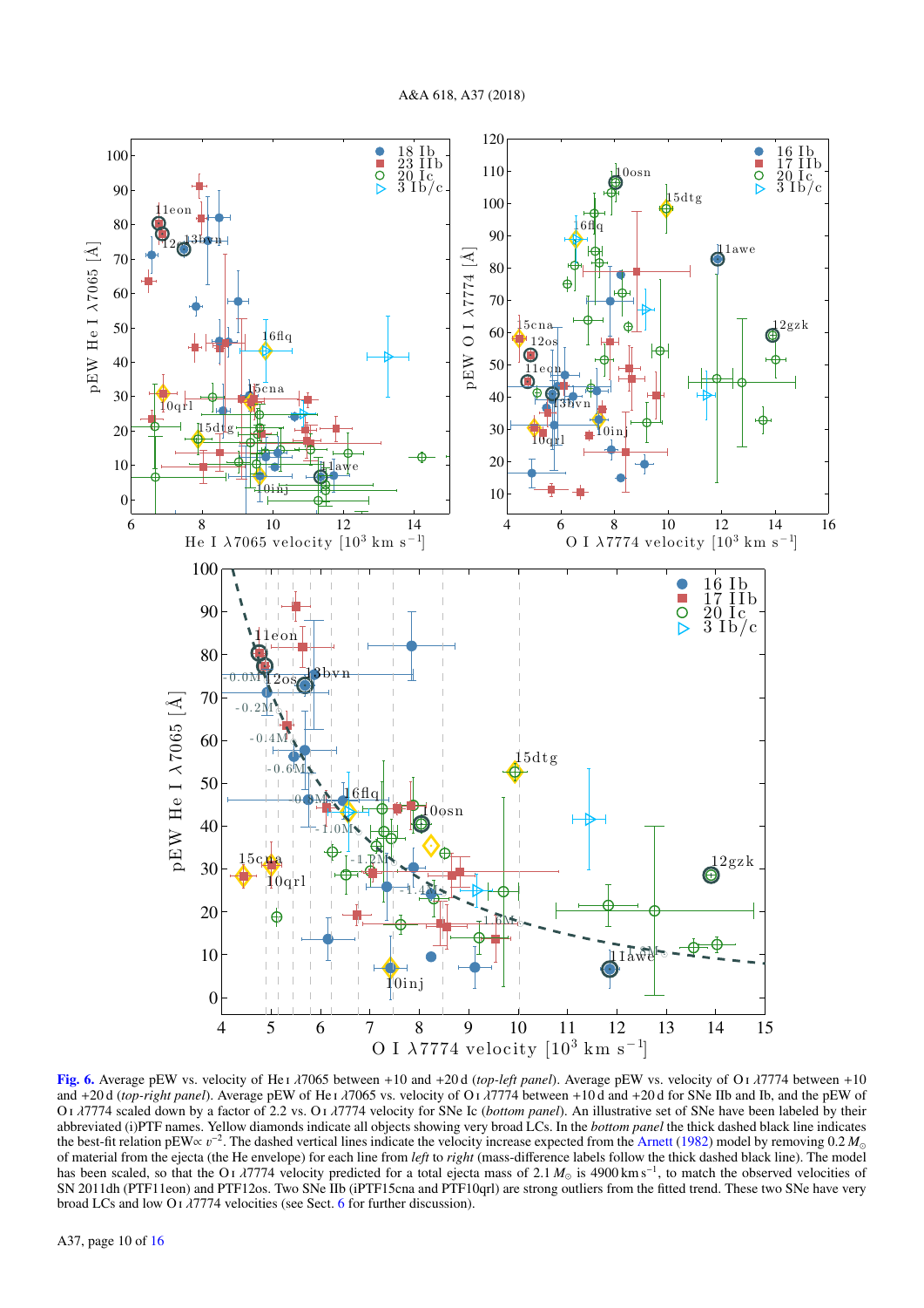**Fig. 6.** Average pEW vs. velocity of He I $\lambda7065$ between +10 and +20 d (*top-left panel*). Average pEW vs. velocity of O I $\lambda7774$ between +10 and +20 d (*top-right panel*). Average pEW of He I $\lambda7065$ vs. velocity of O I $\lambda7774$ between +10 d and +20 d for SNe IIb and Ib, and the pEW of O I $\lambda7774$ scaled down by a factor of 2.2 vs. O I $\lambda7774$ velocity for SNe Ic (*bottom panel*). An illustrative set of SNe have been labeled by their abbreviated (i)PTF names. Yellow diamonds indicate all objects showing very broad LCs. In the *bottom panel* the thick dashed black line indicates the best-fit relation pEW$\propto v^{-2}$. The dashed vertical lines indicate the velocity increase expected from the Arnett (1982) model by removing 0.2 $M_{\odot}$ of material from the ejecta (the He envelope) for each line from *left* to *right* (mass-difference labels follow the thick dashed black line). The model has been scaled, so that the O I $\lambda7774$ velocity predicted for a total ejecta mass of 2.1 $M_{\odot}$ is 4900 km s$^{-1}$, to match the observed velocities of SN 2011dh (PTF11eon) and PTF12os. Two SNe IIb (iPTF15cna and PTF10qrl) are strong outliers from the fitted trend. These two SNe have very broad LCs and low O I $\lambda7774$ velocities (see Sect. 6 for further discussion).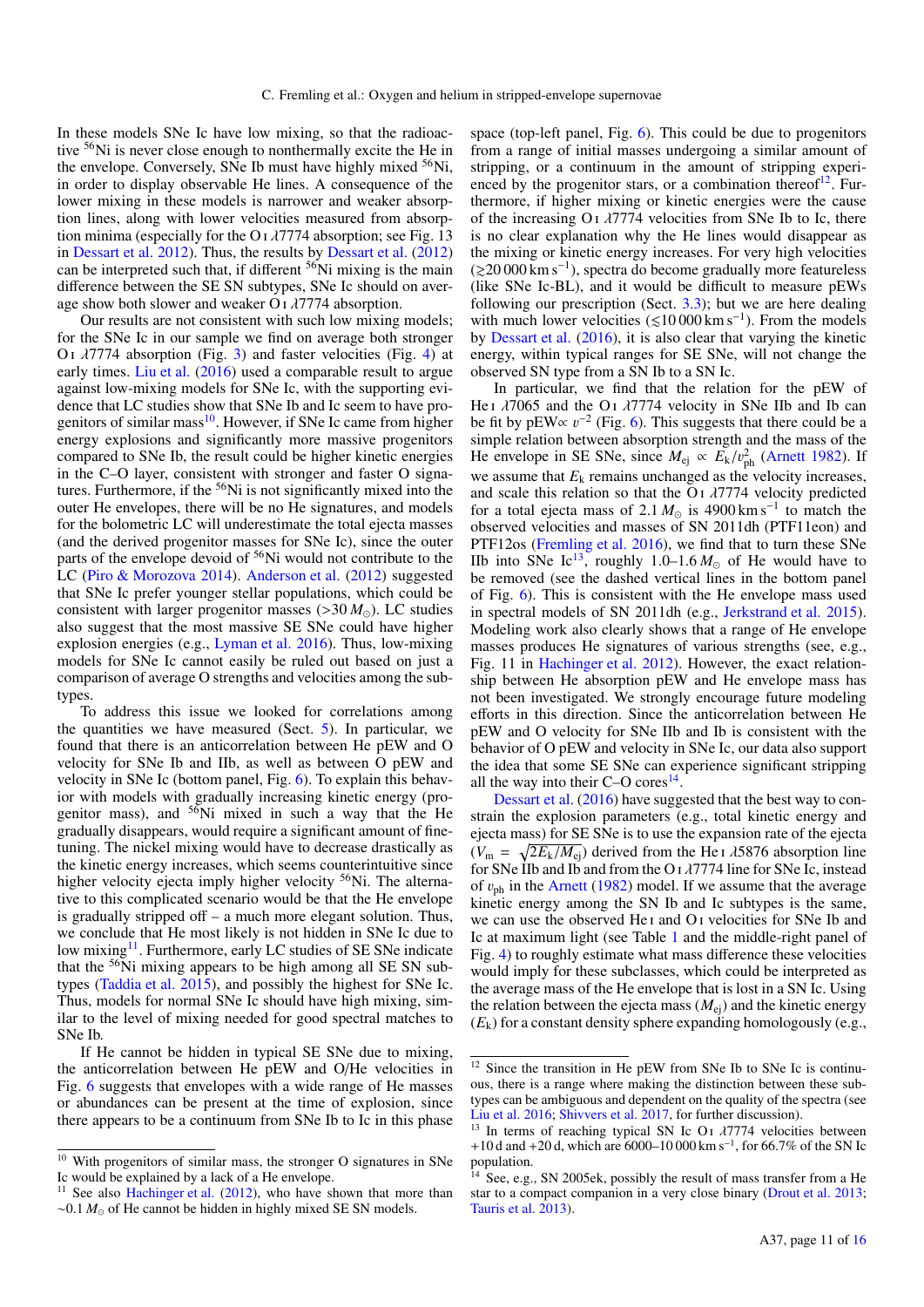In these models SNe Ic have low mixing, so that the radioactive $^{56}$Ni is never close enough to nonthermally excite the He in the envelope. Conversely, SNe Ib must have highly mixed $^{56}$Ni, in order to display observable He lines. A consequence of the lower mixing in these models is narrower and weaker absorption lines, along with lower velocities measured from absorption minima (especially for the O I $\lambda$7774 absorption; see Fig. 13 in Dessart et al. 2012). Thus, the results by Dessart et al. (2012) can be interpreted such that, if different $^{56}$Ni mixing is the main difference between the SE SN subtypes, SNe Ic should on average show both slower and weaker O I $\lambda$7774 absorption.

Our results are not consistent with such low mixing models; for the SNe Ic in our sample we find on average both stronger O I $\lambda$7774 absorption (Fig. 3) and faster velocities (Fig. 4) at early times. Liu et al. (2016) used a comparable result to argue against low-mixing models for SNe Ic, with the supporting evidence that LC studies show that SNe Ib and Ic seem to have progenitors of similar mass[10]. However, if SNe Ic came from higher energy explosions and significantly more massive progenitors compared to SNe Ib, the result could be higher kinetic energies in the C–O layer, consistent with stronger and faster O signatures. Furthermore, if the $^{56}$Ni is not significantly mixed into the outer He envelopes, there will be no He signatures, and models for the bolometric LC will underestimate the total ejecta masses (and the derived progenitor masses for SNe Ic), since the outer parts of the envelope devoid of $^{56}$Ni would not contribute to the LC (Piro & Morozova 2014). Anderson et al. (2012) suggested that SNe Ic prefer younger stellar populations, which could be consistent with larger progenitor masses (>30 $M_\odot$). LC studies also suggest that the most massive SE SNe could have higher explosion energies (e.g., Lyman et al. 2016). Thus, low-mixing models for SNe Ic cannot easily be ruled out based on just a comparison of average O strengths and velocities among the subtypes.

To address this issue we looked for correlations among the quantities we have measured (Sect. 5). In particular, we found that there is an anticorrelation between He pEW and O velocity for SNe Ib and IIb, as well as between O pEW and velocity in SNe Ic (bottom panel, Fig. 6). To explain this behavior with models with gradually increasing kinetic energy (progenitor mass), and $^{56}$Ni mixed in such a way that the He gradually disappears, would require a significant amount of fine-tuning. The nickel mixing would have to decrease drastically as the kinetic energy increases, which seems counterintuitive since higher velocity ejecta imply higher velocity $^{56}$Ni. The alternative to this complicated scenario would be that the He envelope is gradually stripped off – a much more elegant solution. Thus, we conclude that He most likely is not hidden in SNe Ic due to low mixing[11]. Furthermore, early LC studies of SE SNe indicate that the $^{56}$Ni mixing appears to be high among all SE SN subtypes (Taddia et al. 2015), and possibly the highest for SNe Ic. Thus, models for normal SNe Ic should have high mixing, similar to the level of mixing needed for good spectral matches to SNe Ib.

If He cannot be hidden in typical SE SNe due to mixing, the anticorrelation between He pEW and O/He velocities in Fig. 6 suggests that envelopes with a wide range of He masses or abundances can be present at the time of explosion, since there appears to be a continuum from SNe Ib to Ic in this phase space (top-left panel, Fig. 6). This could be due to progenitors from a range of initial masses undergoing a similar amount of stripping, or a continuum in the amount of stripping experienced by the progenitor stars, or a combination thereof[12]. Furthermore, if higher mixing or kinetic energies were the cause of the increasing O I $\lambda$7774 velocities from SNe Ib to Ic, there is no clear explanation why the He lines would disappear as the mixing or kinetic energy increases. For very high velocities ($\gtrsim$20 000 km s$^{-1}$), spectra do become gradually more featureless (like SNe Ic-BL), and it would be difficult to measure pEWs following our prescription (Sect. 3.3); but we are here dealing with much lower velocities ($\lesssim$10 000 km s$^{-1}$). From the models by Dessart et al. (2016), it is also clear that varying the kinetic energy, within typical ranges for SE SNe, will not change the observed SN type from a SN Ib to a SN Ic.

In particular, we find that the relation for the pEW of He I $\lambda$7065 and the O I $\lambda$7774 velocity in SNe IIb and Ib can be fit by pEW$\propto v^{-2}$ (Fig. 6). This suggests that there could be a simple relation between absorption strength and the mass of the He envelope in SE SNe, since $M_{\rm ej} \propto E_{\rm k}/v_{\rm ph}^2$ (Arnett 1982). If we assume that $E_{\rm k}$ remains unchanged as the velocity increases, and scale this relation so that the O I $\lambda$7774 velocity predicted for a total ejecta mass of 2.1 $M_\odot$ is 4900 km s$^{-1}$ to match the observed velocities and masses of SN 2011dh (PTF11eon) and PTF12os (Fremling et al. 2016), we find that to turn these SNe IIb into SNe Ic[13], roughly 1.0–1.6 $M_\odot$ of He would have to be removed (see the dashed vertical lines in the bottom panel of Fig. 6). This is consistent with the He envelope mass used in spectral models of SN 2011dh (e.g., Jerkstrand et al. 2015). Modeling work also clearly shows that a range of He envelope masses produces He signatures of various strengths (see, e.g., Fig. 11 in Hachinger et al. 2012). However, the exact relationship between He absorption pEW and He envelope mass has not been investigated. We strongly encourage future modeling efforts in this direction. Since the anticorrelation between He pEW and O velocity for SNe IIb and Ib is consistent with the behavior of O pEW and velocity in SNe Ic, our data also support the idea that some SE SNe can experience significant stripping all the way into their C–O cores[14].

Dessart et al. (2016) have suggested that the best way to constrain the explosion parameters (e.g., total kinetic energy and ejecta mass) for SE SNe is to use the expansion rate of the ejecta ($V_{\rm m} = \sqrt{2E_{\rm k}/M_{\rm ej}}$) derived from the He I $\lambda$5876 absorption line for SNe IIb and Ib and from the O I $\lambda$7774 line for SNe Ic, instead of $v_{\rm ph}$ in the Arnett (1982) model. If we assume that the average kinetic energy among the SN Ib and Ic subtypes is the same, we can use the observed He I and O I velocities for SNe Ib and Ic at maximum light (see Table 1 and the middle-right panel of Fig. 4) to roughly estimate what mass difference these velocities would imply for these subclasses, which could be interpreted as the average mass of the He envelope that is lost in a SN Ic. Using the relation between the ejecta mass ($M_{\rm ej}$) and the kinetic energy ($E_{\rm k}$) for a constant density sphere expanding homologously (e.g.,

---

[10] With progenitors of similar mass, the stronger O signatures in SNe Ic would be explained by a lack of a He envelope.

[11] See also Hachinger et al. (2012), who have shown that more than $\sim$0.1 $M_\odot$ of He cannot be hidden in highly mixed SE SN models.

[12] Since the transition in He pEW from SNe Ib to SNe Ic is continuous, there is a range where making the distinction between these subtypes can be ambiguous and dependent on the quality of the spectra (see Liu et al. 2016; Shivvers et al. 2017, for further discussion).

[13] In terms of reaching typical SN Ic O I $\lambda$7774 velocities between +10 d and +20 d, which are 6000–10 000 km s$^{-1}$, for 66.7% of the SN Ic population.

[14] See, e.g., SN 2005ek, possibly the result of mass transfer from a He star to a compact companion in a very close binary (Drout et al. 2013; Tauris et al. 2013).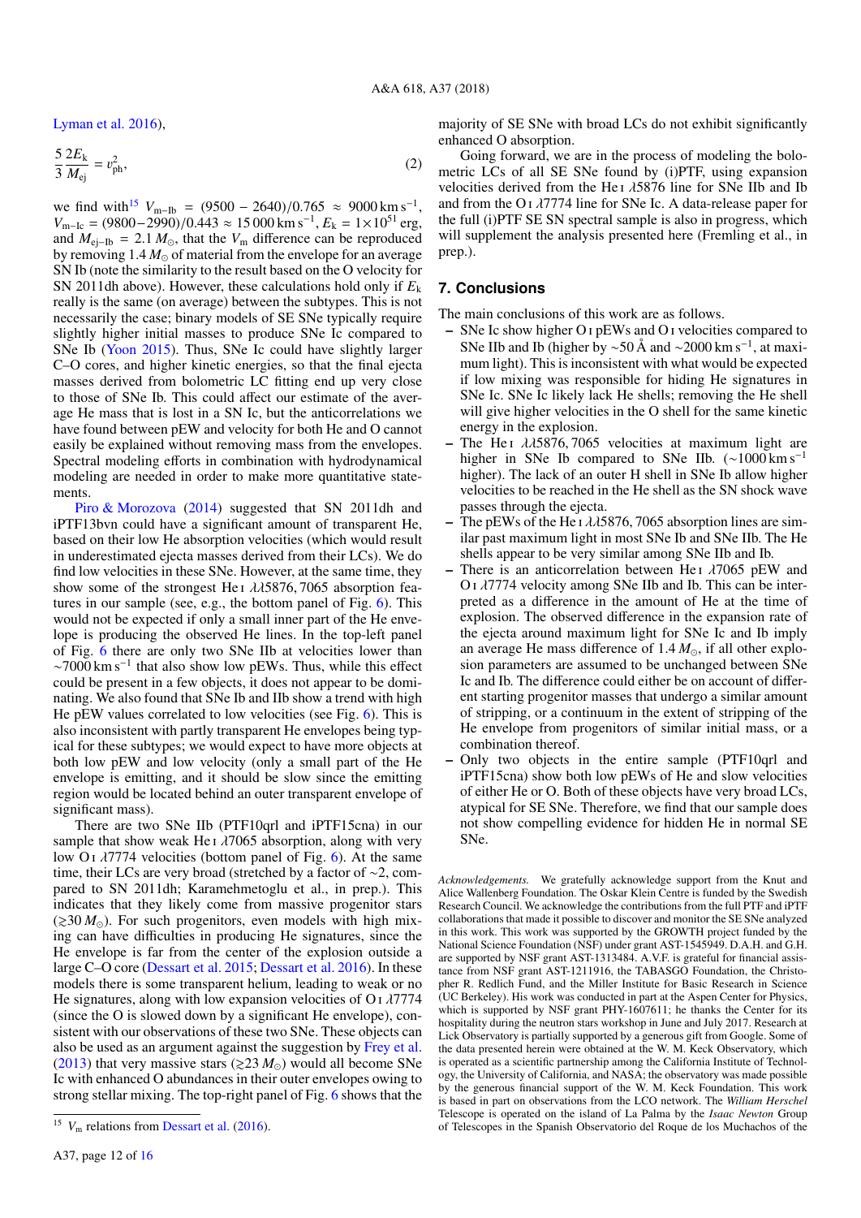Lyman et al. 2016),

$$\frac{5}{3}\frac{2E_{\rm k}}{M_{\rm ej}} = v_{\rm ph}^2, \tag{2}$$

we find with[15] $V_{\rm m-Ib} = (9500 - 2640)/0.765 \approx 9000\,{\rm km\,s^{-1}}$, $V_{\rm m-Ic} = (9800-2990)/0.443 \approx 15\,000\,{\rm km\,s^{-1}}$, $E_{\rm k} = 1\times10^{51}$ erg, and $M_{\rm ej-Ib} = 2.1\,M_{\odot}$, that the $V_{\rm m}$ difference can be reproduced by removing $1.4\,M_{\odot}$ of material from the envelope for an average SN Ib (note the similarity to the result based on the O velocity for SN 2011dh above). However, these calculations hold only if $E_{\rm k}$ really is the same (on average) between the subtypes. This is not necessarily the case; binary models of SE SNe typically require slightly higher initial masses to produce SNe Ic compared to SNe Ib (Yoon 2015). Thus, SNe Ic could have slightly larger C–O cores, and higher kinetic energies, so that the final ejecta masses derived from bolometric LC fitting end up very close to those of SNe Ib. This could affect our estimate of the average He mass that is lost in a SN Ic, but the anticorrelations we have found between pEW and velocity for both He and O cannot easily be explained without removing mass from the envelopes. Spectral modeling efforts in combination with hydrodynamical modeling are needed in order to make more quantitative statements.

Piro & Morozova (2014) suggested that SN 2011dh and iPTF13bvn could have a significant amount of transparent He, based on their low He absorption velocities (which would result in underestimated ejecta masses derived from their LCs). We do find low velocities in these SNe. However, at the same time, they show some of the strongest He I $\lambda\lambda5876, 7065$ absorption features in our sample (see, e.g., the bottom panel of Fig. 6). This would not be expected if only a small inner part of the He envelope is producing the observed He lines. In the top-left panel of Fig. 6 there are only two SNe IIb at velocities lower than $\sim$7000 km s$^{-1}$ that also show low pEWs. Thus, while this effect could be present in a few objects, it does not appear to be dominating. We also found that SNe Ib and IIb show a trend with high He pEW values correlated to low velocities (see Fig. 6). This is also inconsistent with partly transparent He envelopes being typical for these subtypes; we would expect to have more objects at both low pEW and low velocity (only a small part of the He envelope is emitting, and it should be slow since the emitting region would be located behind an outer transparent envelope of significant mass).

There are two SNe IIb (PTF10qrl and iPTF15cna) in our sample that show weak He I $\lambda7065$ absorption, along with very low O I $\lambda7774$ velocities (bottom panel of Fig. 6). At the same time, their LCs are very broad (stretched by a factor of $\sim$2, compared to SN 2011dh; Karamehmetoglu et al., in prep.). This indicates that they likely come from massive progenitor stars ($\gtrsim$30 $M_{\odot}$). For such progenitors, even models with high mixing can have difficulties in producing He signatures, since the He envelope is far from the center of the explosion outside a large C–O core (Dessart et al. 2015; Dessart et al. 2016). In these models there is some transparent helium, leading to weak or no He signatures, along with low expansion velocities of O I $\lambda7774$ (since the O is slowed down by a significant He envelope), consistent with our observations of these two SNe. These objects can also be used as an argument against the suggestion by Frey et al. (2013) that very massive stars ($\gtrsim$23 $M_{\odot}$) would all become SNe Ic with enhanced O abundances in their outer envelopes owing to strong stellar mixing. The top-right panel of Fig. 6 shows that the majority of SE SNe with broad LCs do not exhibit significantly enhanced O absorption.

Going forward, we are in the process of modeling the bolometric LCs of all SE SNe found by (i)PTF, using expansion velocities derived from the He I $\lambda5876$ line for SNe IIb and Ib and from the O I $\lambda7774$ line for SNe Ic. A data-release paper for the full (i)PTF SE SN spectral sample is also in progress, which will supplement the analysis presented here (Fremling et al., in prep.).

[15] $V_{\rm m}$ relations from Dessart et al. (2016).

## 7. Conclusions

The main conclusions of this work are as follows.

- SNe Ic show higher O I pEWs and O I velocities compared to SNe IIb and Ib (higher by $\sim$50 Å and $\sim$2000 km s$^{-1}$, at maximum light). This is inconsistent with what would be expected if low mixing was responsible for hiding He signatures in SNe Ic. SNe Ic likely lack He shells; removing the He shell will give higher velocities in the O shell for the same kinetic energy in the explosion.
- The He I $\lambda\lambda5876, 7065$ velocities at maximum light are higher in SNe Ib compared to SNe IIb. ($\sim$1000 km s$^{-1}$ higher). The lack of an outer H shell in SNe Ib allow higher velocities to be reached in the He shell as the SN shock wave passes through the ejecta.
- The pEWs of the He I $\lambda\lambda5876, 7065$ absorption lines are similar past maximum light in most SNe Ib and SNe IIb. The He shells appear to be very similar among SNe IIb and Ib.
- There is an anticorrelation between He I $\lambda7065$ pEW and O I $\lambda7774$ velocity among SNe IIb and Ib. This can be interpreted as a difference in the amount of He at the time of explosion. The observed difference in the expansion rate of the ejecta around maximum light for SNe Ic and Ib imply an average He mass difference of 1.4 $M_{\odot}$, if all other explosion parameters are assumed to be unchanged between SNe Ic and Ib. The difference could either be on account of different starting progenitor masses that undergo a similar amount of stripping, or a continuum in the extent of stripping of the He envelope from progenitors of similar initial mass, or a combination thereof.
- Only two objects in the entire sample (PTF10qrl and iPTF15cna) show both low pEWs of He and slow velocities of either He or O. Both of these objects have very broad LCs, atypical for SE SNe. Therefore, we find that our sample does not show compelling evidence for hidden He in normal SE SNe.

*Acknowledgements.* We gratefully acknowledge support from the Knut and Alice Wallenberg Foundation. The Oskar Klein Centre is funded by the Swedish Research Council. We acknowledge the contributions from the full PTF and iPTF collaborations that made it possible to discover and monitor the SE SNe analyzed in this work. This work was supported by the GROWTH project funded by the National Science Foundation (NSF) under grant AST-1545949. D.A.H. and G.H. are supported by NSF grant AST-1313484. A.V.F. is grateful for financial assistance from NSF grant AST-1211916, the TABASGO Foundation, the Christopher R. Redlich Fund, and the Miller Institute for Basic Research in Science (UC Berkeley). His work was conducted in part at the Aspen Center for Physics, which is supported by NSF grant PHY-1607611; he thanks the Center for its hospitality during the neutron stars workshop in June and July 2017. Research at Lick Observatory is partially supported by a generous gift from Google. Some of the data presented herein were obtained at the W. M. Keck Observatory, which is operated as a scientific partnership among the California Institute of Technology, the University of California, and NASA; the observatory was made possible by the generous financial support of the W. M. Keck Foundation. This work is based in part on observations from the LCO network. The *William Herschel* Telescope is operated on the island of La Palma by the *Isaac Newton* Group of Telescopes in the Spanish Observatorio del Roque de los Muchachos of the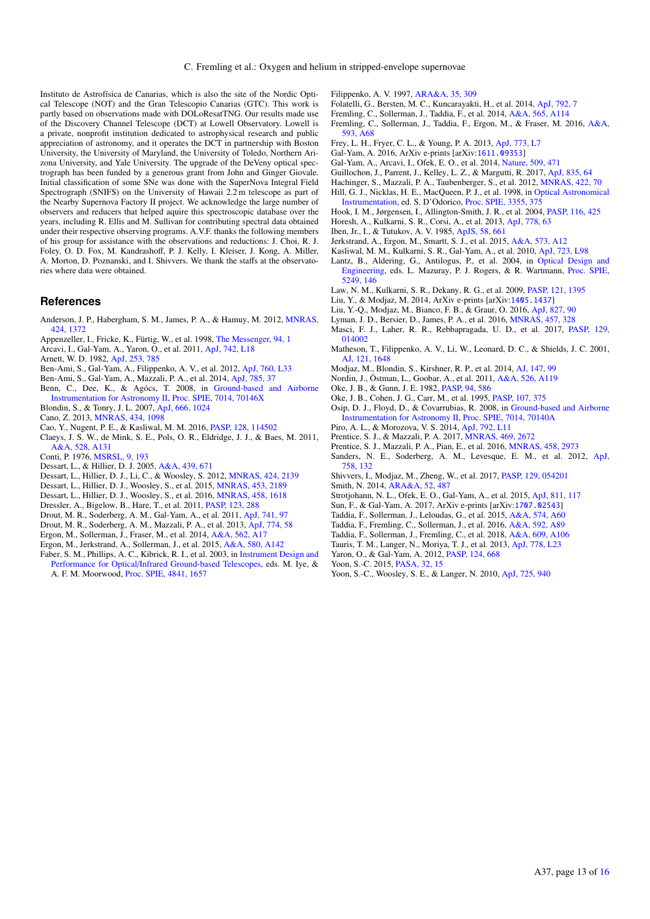Instituto de Astrofísica de Canarias, which is also the site of the Nordic Optical Telescope (NOT) and the Gran Telescopio Canarias (GTC). This work is partly based on observations made with DOLoResatTNG. Our results made use of the Discovery Channel Telescope (DCT) at Lowell Observatory. Lowell is a private, nonprofit institution dedicated to astrophysical research and public appreciation of astronomy, and it operates the DCT in partnership with Boston University, the University of Maryland, the University of Toledo, Northern Arizona University, and Yale University. The upgrade of the DeVeny optical spectrograph has been funded by a generous grant from John and Ginger Giovale. Initial classification of some SNe was done with the SuperNova Integral Field Spectrograph (SNIFS) on the University of Hawaii 2.2 m telescope as part of the Nearby Supernova Factory II project. We acknowledge the large number of observers and reducers that helped aquire this spectroscopic database over the years, including R. Ellis and M. Sullivan for contributing spectral data obtained under their respective observing programs. A.V.F. thanks the following members of his group for assistance with the observations and reductions: J. Choi, R. J. Foley, O. D. Fox, M. Kandrashoff, P. J. Kelly, I. Kleiser, J. Kong, A. Miller, A. Morton, D. Poznanski, and I. Shivvers. We thank the staffs at the observatories where data were obtained.

## References

Anderson, J. P., Habergham, S. M., James, P. A., & Hamuy, M. 2012, MNRAS, 424, 1372
Appenzeller, I., Fricke, K., Fürtig, W., et al. 1998, The Messenger, 94, 1
Arcavi, I., Gal-Yam, A., Yaron, O., et al. 2011, ApJ, 742, L18
Arnett, W. D. 1982, ApJ, 253, 785
Ben-Ami, S., Gal-Yam, A., Filippenko, A. V., et al. 2012, ApJ, 760, L33
Ben-Ami, S., Gal-Yam, A., Mazzali, P. A., et al. 2014, ApJ, 785, 37
Benn, C., Dee, K., & Agócs, T. 2008, in Ground-based and Airborne Instrumentation for Astronomy II, Proc. SPIE, 7014, 70146X
Blondin, S., & Tonry, J. L. 2007, ApJ, 666, 1024
Cano, Z. 2013, MNRAS, 434, 1098
Cao, Y., Nugent, P. E., & Kasliwal, M. M. 2016, PASP, 128, 114502
Claeys, J. S. W., de Mink, S. E., Pols, O. R., Eldridge, J. J., & Baes, M. 2011, A&A, 528, A131
Conti, P. 1976, MSRSL, 9, 193
Dessart, L., & Hillier, D. J. 2005, A&A, 439, 671
Dessart, L., Hillier, D. J., Li, C., & Woosley, S. 2012, MNRAS, 424, 2139
Dessart, L., Hillier, D. J., Woosley, S., et al. 2015, MNRAS, 453, 2189
Dessart, L., Hillier, D. J., Woosley, S., et al. 2016, MNRAS, 458, 1618
Dressler, A., Bigelow, B., Hare, T., et al. 2011, PASP, 123, 288
Drout, M. R., Soderberg, A. M., Gal-Yam, A., et al. 2011, ApJ, 741, 97
Drout, M. R., Soderberg, A. M., Mazzali, P. A., et al. 2013, ApJ, 774, 58
Ergon, M., Sollerman, J., Fraser, M., et al. 2014, A&A, 562, A17
Ergon, M., Jerkstrand, A., Sollerman, J., et al. 2015, A&A, 580, A142
Faber, S. M., Phillips, A. C., Kibrick, R. I., et al. 2003, in Instrument Design and Performance for Optical/Infrared Ground-based Telescopes, eds. M. Iye, & A. F. M. Moorwood, Proc. SPIE, 4841, 1657
Filippenko, A. V. 1997, ARA&A, 35, 309
Folatelli, G., Bersten, M. C., Kuncarayakti, H., et al. 2014, ApJ, 792, 7
Fremling, C., Sollerman, J., Taddia, F., et al. 2014, A&A, 565, A114
Fremling, C., Sollerman, J., Taddia, F., Ergon, M., & Fraser, M. 2016, A&A, 593, A68
Frey, L. H., Fryer, C. L., & Young, P. A. 2013, ApJ, 773, L7
Gal-Yam, A. 2016, ArXiv e-prints [arXiv:1611.09353]
Gal-Yam, A., Arcavi, I., Ofek, E. O., et al. 2014, Nature, 509, 471
Guillochon, J., Parrent, J., Kelley, L. Z., & Margutti, R. 2017, ApJ, 835, 64
Hachinger, S., Mazzali, P. A., Taubenberger, S., et al. 2012, MNRAS, 422, 70
Hill, G. J., Nicklas, H. E., MacQueen, P. J., et al. 1998, in Optical Astronomical Instrumentation, ed. S. D'Odorico, Proc. SPIE, 3355, 375
Hook, I. M., Jørgensen, I., Allington-Smith, J. R., et al. 2004, PASP, 116, 425
Horesh, A., Kulkarni, S. R., Corsi, A., et al. 2013, ApJ, 778, 63
Iben, Jr., I., & Tutukov, A. V. 1985, ApJS, 58, 661
Jerkstrand, A., Ergon, M., Smartt, S. J., et al. 2015, A&A, 573, A12
Kasliwal, M. M., Kulkarni, S. R., Gal-Yam, A., et al. 2010, ApJ, 723, L98
Lantz, B., Aldering, G., Antilogus, P., et al. 2004, in Optical Design and Engineering, eds. L. Mazuray, P. J. Rogers, & R. Wartmann, Proc. SPIE, 5249, 146
Law, N. M., Kulkarni, S. R., Dekany, R. G., et al. 2009, PASP, 121, 1395
Liu, Y., & Modjaz, M. 2014, ArXiv e-prints [arXiv:1405.1437]
Liu, Y.-Q., Modjaz, M., Bianco, F. B., & Graur, O. 2016, ApJ, 827, 90
Lyman, J. D., Bersier, D., James, P. A., et al. 2016, MNRAS, 457, 328
Masci, F. J., Laher, R. R., Rebbapragada, U. D., et al. 2017, PASP, 129, 014002
Matheson, T., Filippenko, A. V., Li, W., Leonard, D. C., & Shields, J. C. 2001, AJ, 121, 1648
Modjaz, M., Blondin, S., Kirshner, R. P., et al. 2014, AJ, 147, 99
Nordin, J., Östman, L., Goobar, A., et al. 2011, A&A, 526, A119
Oke, J. B., & Gunn, J. E. 1982, PASP, 94, 586
Oke, J. B., Cohen, J. G., Carr, M., et al. 1995, PASP, 107, 375
Osip, D. J., Floyd, D., & Covarrubias, R. 2008, in Ground-based and Airborne Instrumentation for Astronomy II, Proc. SPIE, 7014, 70140A
Piro, A. L., & Morozova, V. S. 2014, ApJ, 792, L11
Prentice, S. J., & Mazzali, P. A. 2017, MNRAS, 469, 2672
Prentice, S. J., Mazzali, P. A., Pian, E., et al. 2016, MNRAS, 458, 2973
Sanders, N. E., Soderberg, A. M., Levesque, E. M., et al. 2012, ApJ, 758, 132
Shivvers, I., Modjaz, M., Zheng, W., et al. 2017, PASP, 129, 054201
Smith, N. 2014, ARA&A, 52, 487
Strotjohann, N. L., Ofek, E. O., Gal-Yam, A., et al. 2015, ApJ, 811, 117
Sun, F., & Gal-Yam, A. 2017, ArXiv e-prints [arXiv:1707.02543]
Taddia, F., Sollerman, J., Leloudas, G., et al. 2015, A&A, 574, A60
Taddia, F., Fremling, C., Sollerman, J., et al. 2016, A&A, 592, A89
Taddia, F., Sollerman, J., Fremling, C., et al. 2018, A&A, 609, A106
Tauris, T. M., Langer, N., Moriya, T. J., et al. 2013, ApJ, 778, L23
Yaron, O., & Gal-Yam, A. 2012, PASP, 124, 668
Yoon, S.-C. 2015, PASA, 32, 15
Yoon, S.-C., Woosley, S. E., & Langer, N. 2010, ApJ, 725, 940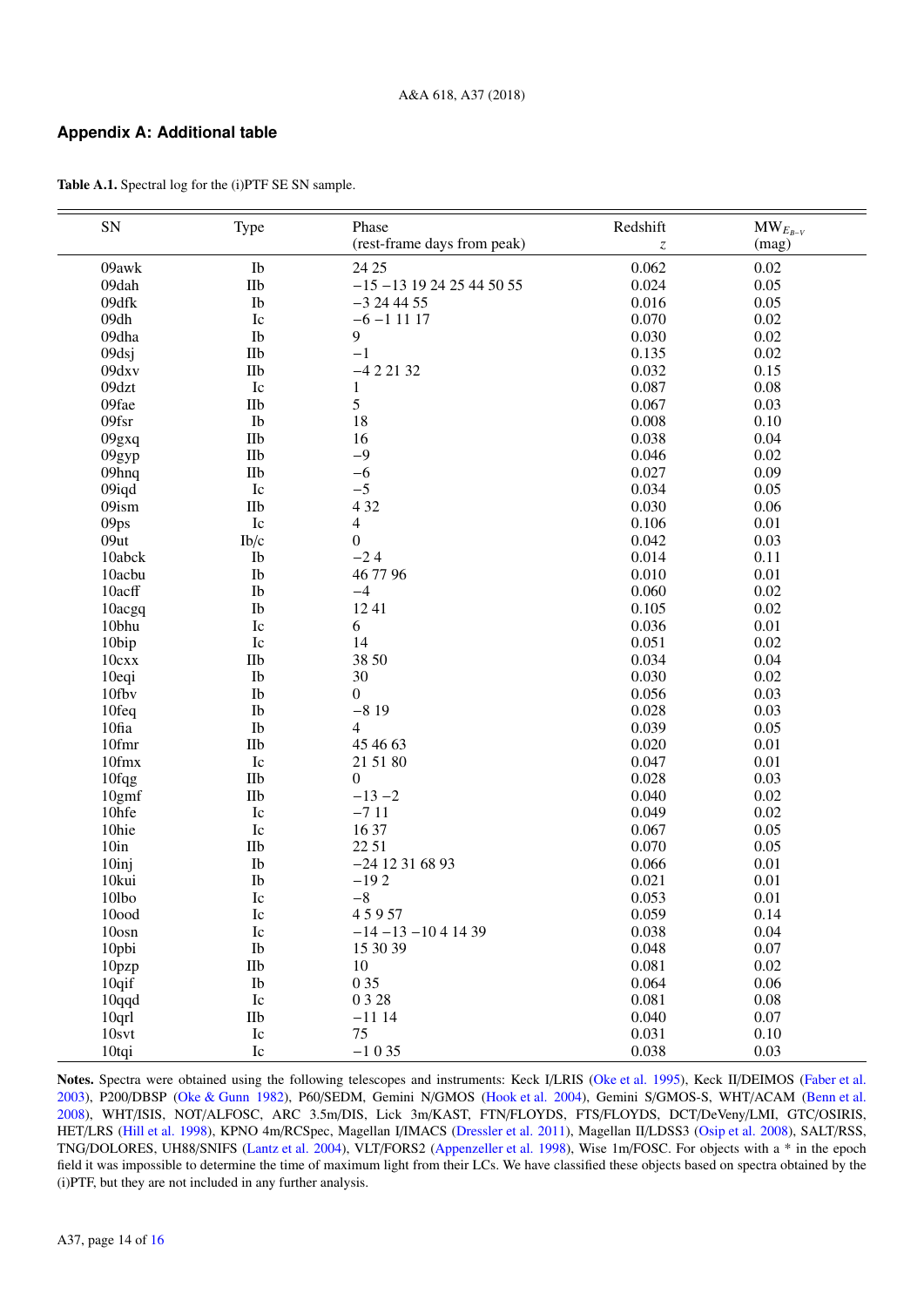## Appendix A: Additional table

**Table A.1.** Spectral log for the (i)PTF SE SN sample.

| SN | Type | Phase (rest-frame days from peak) | Redshift $z$ | $MW_{E_{B-V}}$ (mag) |
|---|---|---|---|---|
| 09awk | Ib | 24 25 | 0.062 | 0.02 |
| 09dah | IIb | −15 −13 19 24 25 44 50 55 | 0.024 | 0.05 |
| 09dfk | Ib | −3 24 44 55 | 0.016 | 0.05 |
| 09dh | Ic | −6 −1 11 17 | 0.070 | 0.02 |
| 09dha | Ib | 9 | 0.030 | 0.02 |
| 09dsj | IIb | −1 | 0.135 | 0.02 |
| 09dxv | IIb | −4 2 21 32 | 0.032 | 0.15 |
| 09dzt | Ic | 1 | 0.087 | 0.08 |
| 09fae | IIb | 5 | 0.067 | 0.03 |
| 09fsr | Ib | 18 | 0.008 | 0.10 |
| 09gxq | IIb | 16 | 0.038 | 0.04 |
| 09gyp | IIb | −9 | 0.046 | 0.02 |
| 09hnq | IIb | −6 | 0.027 | 0.09 |
| 09iqd | Ic | −5 | 0.034 | 0.05 |
| 09ism | IIb | 4 32 | 0.030 | 0.06 |
| 09ps | Ic | 4 | 0.106 | 0.01 |
| 09ut | Ib/c | 0 | 0.042 | 0.03 |
| 10abck | Ib | −2 4 | 0.014 | 0.11 |
| 10acbu | Ib | 46 77 96 | 0.010 | 0.01 |
| 10acff | Ib | −4 | 0.060 | 0.02 |
| 10acgq | Ib | 12 41 | 0.105 | 0.02 |
| 10bhu | Ic | 6 | 0.036 | 0.01 |
| 10bip | Ic | 14 | 0.051 | 0.02 |
| 10cxx | IIb | 38 50 | 0.034 | 0.04 |
| 10eqi | Ib | 30 | 0.030 | 0.02 |
| 10fbv | Ib | 0 | 0.056 | 0.03 |
| 10feq | Ib | −8 19 | 0.028 | 0.03 |
| 10fia | Ib | 4 | 0.039 | 0.05 |
| 10fmr | IIb | 45 46 63 | 0.020 | 0.01 |
| 10fmx | Ic | 21 51 80 | 0.047 | 0.01 |
| 10fqg | IIb | 0 | 0.028 | 0.03 |
| 10gmf | IIb | −13 −2 | 0.040 | 0.02 |
| 10hfe | Ic | −7 11 | 0.049 | 0.02 |
| 10hie | Ic | 16 37 | 0.067 | 0.05 |
| 10in | IIb | 22 51 | 0.070 | 0.05 |
| 10inj | Ib | −24 12 31 68 93 | 0.066 | 0.01 |
| 10kui | Ib | −19 2 | 0.021 | 0.01 |
| 10lbo | Ic | −8 | 0.053 | 0.01 |
| 10ood | Ic | 4 5 9 57 | 0.059 | 0.14 |
| 10osn | Ic | −14 −13 −10 4 14 39 | 0.038 | 0.04 |
| 10pbi | Ib | 15 30 39 | 0.048 | 0.07 |
| 10pzp | IIb | 10 | 0.081 | 0.02 |
| 10qif | Ib | 0 35 | 0.064 | 0.06 |
| 10qqd | Ic | 0 3 28 | 0.081 | 0.08 |
| 10qrl | IIb | −11 14 | 0.040 | 0.07 |
| 10svt | Ic | 75 | 0.031 | 0.10 |
| 10tqi | Ic | −1 0 35 | 0.038 | 0.03 |

**Notes.** Spectra were obtained using the following telescopes and instruments: Keck I/LRIS (Oke et al. 1995), Keck II/DEIMOS (Faber et al. 2003), P200/DBSP (Oke & Gunn 1982), P60/SEDM, Gemini N/GMOS (Hook et al. 2004), Gemini S/GMOS-S, WHT/ACAM (Benn et al. 2008), WHT/ISIS, NOT/ALFOSC, ARC 3.5m/DIS, Lick 3m/KAST, FTN/FLOYDS, FTS/FLOYDS, DCT/DeVeny/LMI, GTC/OSIRIS, HET/LRS (Hill et al. 1998), KPNO 4m/RCSpec, Magellan I/IMACS (Dressler et al. 2011), Magellan II/LDSS3 (Osip et al. 2008), SALT/RSS, TNG/DOLORES, UH88/SNIFS (Lantz et al. 2004), VLT/FORS2 (Appenzeller et al. 1998), Wise 1m/FOSC. For objects with a * in the epoch field it was impossible to determine the time of maximum light from their LCs. We have classified these objects based on spectra obtained by the (i)PTF, but they are not included in any further analysis.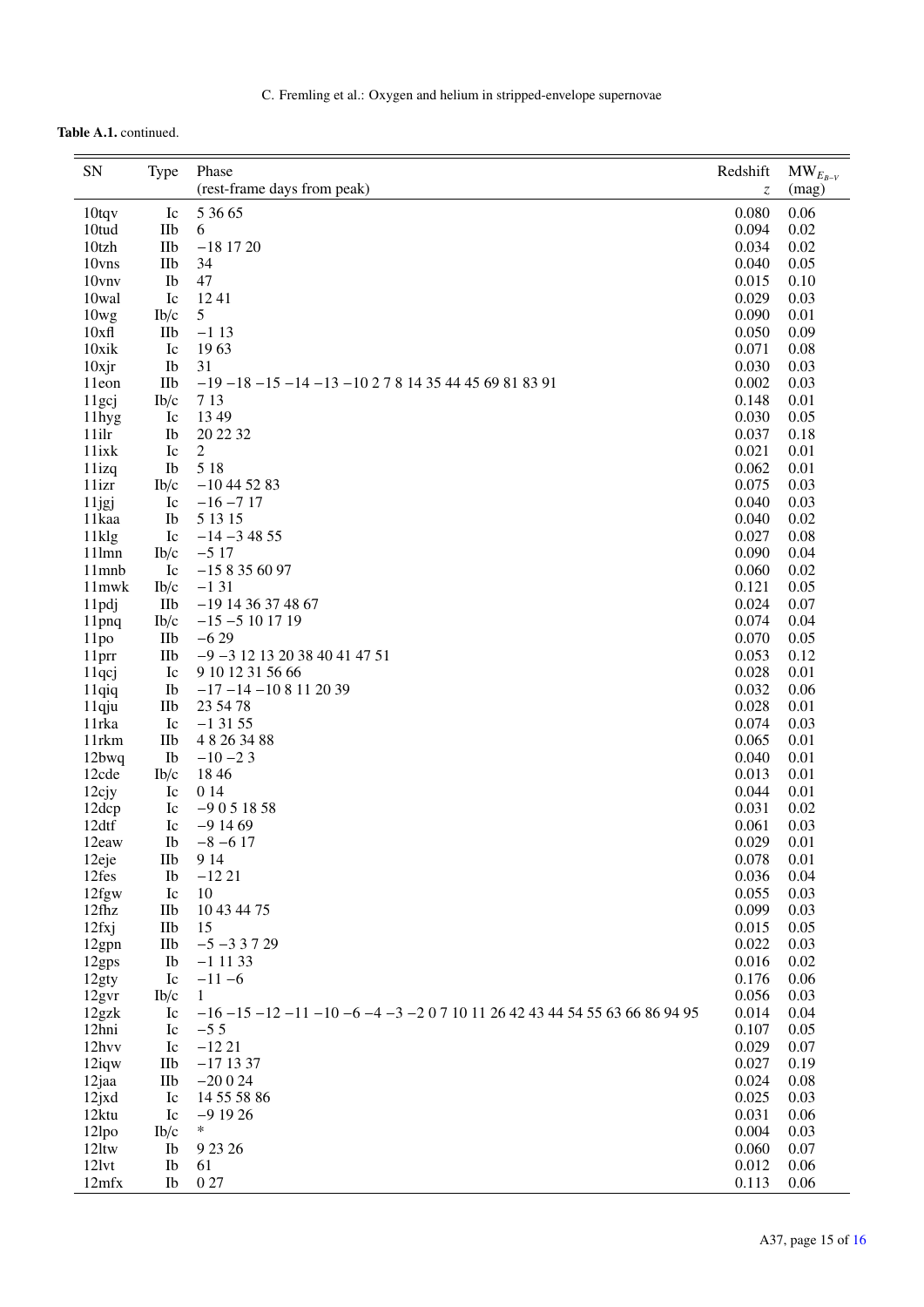**Table A.1.** continued.

| SN | Type | Phase (rest-frame days from peak) | Redshift $z$ | $MW_{E_{B-V}}$ (mag) |
|---|---|---|---|---|
| 10tqv | Ic | 5 36 65 | 0.080 | 0.06 |
| 10tud | IIb | 6 | 0.094 | 0.02 |
| 10tzh | IIb | −18 17 20 | 0.034 | 0.02 |
| 10vns | IIb | 34 | 0.040 | 0.05 |
| 10vnv | Ib | 47 | 0.015 | 0.10 |
| 10wal | Ic | 12 41 | 0.029 | 0.03 |
| 10wg | Ib/c | 5 | 0.090 | 0.01 |
| 10xfl | IIb | −1 13 | 0.050 | 0.09 |
| 10xik | Ic | 19 63 | 0.071 | 0.08 |
| 10xjr | Ib | 31 | 0.030 | 0.03 |
| 11eon | IIb | −19 −18 −15 −14 −13 −10 2 7 8 14 35 44 45 69 81 83 91 | 0.002 | 0.03 |
| 11gcj | Ib/c | 7 13 | 0.148 | 0.01 |
| 11hyg | Ic | 13 49 | 0.030 | 0.05 |
| 11ilr | Ib | 20 22 32 | 0.037 | 0.18 |
| 11ixk | Ic | 2 | 0.021 | 0.01 |
| 11izq | Ib | 5 18 | 0.062 | 0.01 |
| 11izr | Ib/c | −10 44 52 83 | 0.075 | 0.03 |
| 11jgj | Ic | −16 −7 17 | 0.040 | 0.03 |
| 11kaa | Ib | 5 13 15 | 0.040 | 0.02 |
| 11klg | Ic | −14 −3 48 55 | 0.027 | 0.08 |
| 11lmn | Ib/c | −5 17 | 0.090 | 0.04 |
| 11mnb | Ic | −15 8 35 60 97 | 0.060 | 0.02 |
| 11mwk | Ib/c | −1 31 | 0.121 | 0.05 |
| 11pdj | IIb | −19 14 36 37 48 67 | 0.024 | 0.07 |
| 11pnq | Ib/c | −15 −5 10 17 19 | 0.074 | 0.04 |
| 11po | IIb | −6 29 | 0.070 | 0.05 |
| 11prr | IIb | −9 −3 12 13 20 38 40 41 47 51 | 0.053 | 0.12 |
| 11qcj | Ic | 9 10 12 31 56 66 | 0.028 | 0.01 |
| 11qiq | Ib | −17 −14 −10 8 11 20 39 | 0.032 | 0.06 |
| 11qju | IIb | 23 54 78 | 0.028 | 0.01 |
| 11rka | Ic | −1 31 55 | 0.074 | 0.03 |
| 11rkm | IIb | 4 8 26 34 88 | 0.065 | 0.01 |
| 12bwq | Ib | −10 −2 3 | 0.040 | 0.01 |
| 12cde | Ib/c | 18 46 | 0.013 | 0.01 |
| 12cjy | Ic | 0 14 | 0.044 | 0.01 |
| 12dcp | Ic | −9 0 5 18 58 | 0.031 | 0.02 |
| 12dtf | Ic | −9 14 69 | 0.061 | 0.03 |
| 12eaw | Ib | −8 −6 17 | 0.029 | 0.01 |
| 12eje | IIb | 9 14 | 0.078 | 0.01 |
| 12fes | Ib | −12 21 | 0.036 | 0.04 |
| 12fgw | Ic | 10 | 0.055 | 0.03 |
| 12fhz | IIb | 10 43 44 75 | 0.099 | 0.03 |
| 12fxj | IIb | 15 | 0.015 | 0.05 |
| 12gpn | IIb | −5 −3 3 7 29 | 0.022 | 0.03 |
| 12gps | Ib | −1 11 33 | 0.016 | 0.02 |
| 12gty | Ic | −11 −6 | 0.176 | 0.06 |
| 12gvr | Ib/c | 1 | 0.056 | 0.03 |
| 12gzk | Ic | −16 −15 −12 −11 −10 −6 −4 −3 −2 0 7 10 11 26 42 43 44 54 55 63 66 86 94 95 | 0.014 | 0.04 |
| 12hni | Ic | −5 5 | 0.107 | 0.05 |
| 12hvv | Ic | −12 21 | 0.029 | 0.07 |
| 12iqw | IIb | −17 13 37 | 0.027 | 0.19 |
| 12jaa | IIb | −20 0 24 | 0.024 | 0.08 |
| 12jxd | Ic | 14 55 58 86 | 0.025 | 0.03 |
| 12ktu | Ic | −9 19 26 | 0.031 | 0.06 |
| 12lpo | Ib/c | * | 0.004 | 0.03 |
| 12ltw | Ib | 9 23 26 | 0.060 | 0.07 |
| 12lvt | Ib | 61 | 0.012 | 0.06 |
| 12mfx | Ib | 0 27 | 0.113 | 0.06 |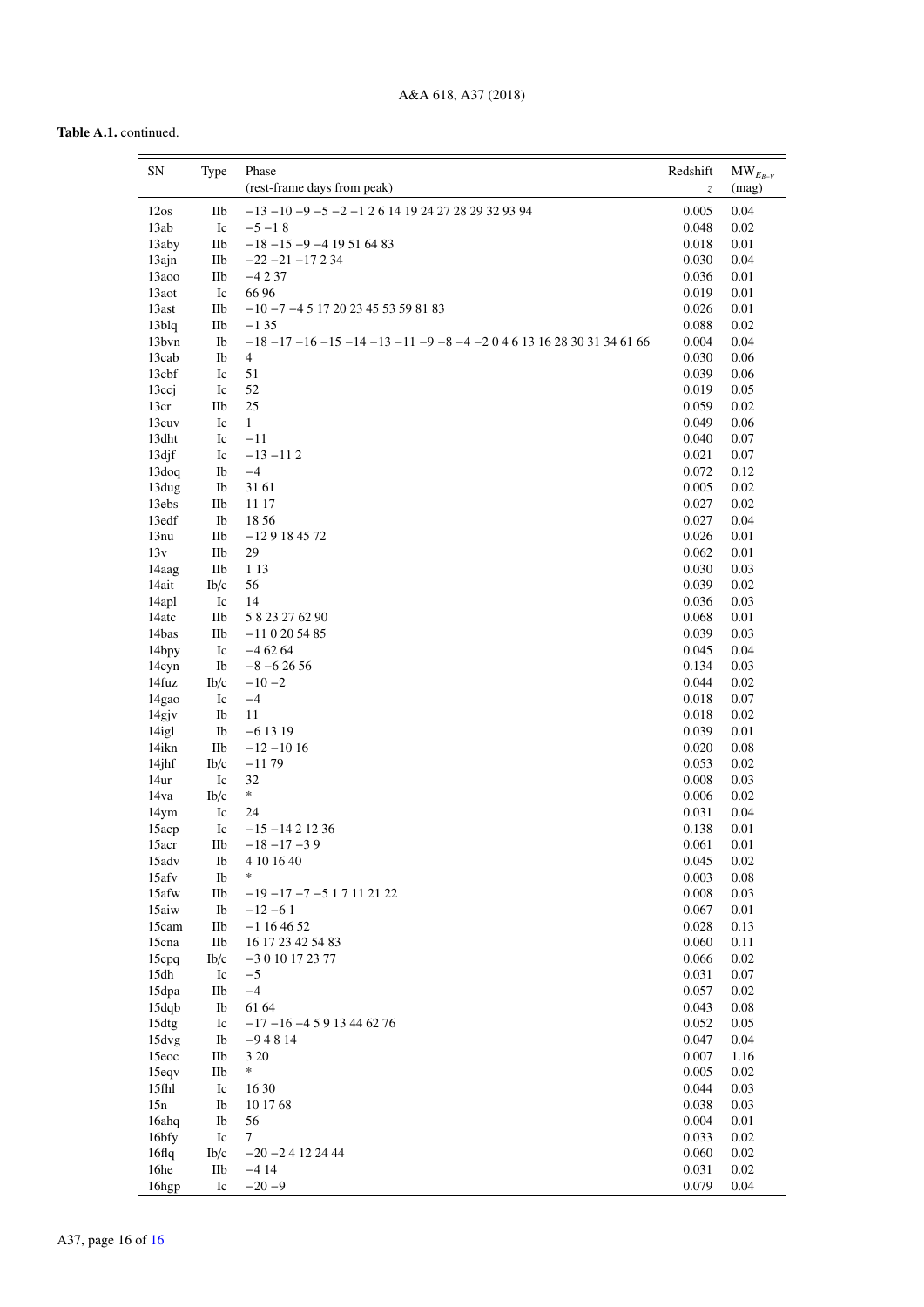**Table A.1.** continued.

| SN | Type | Phase (rest-frame days from peak) | Redshift $z$ | $MW_{E_{B-V}}$ (mag) |
|---|---|---|---|---|
| 12os | IIb | −13 −10 −9 −5 −2 −1 2 6 14 19 24 27 28 29 32 93 94 | 0.005 | 0.04 |
| 13ab | Ic | −5 −1 8 | 0.048 | 0.02 |
| 13aby | IIb | −18 −15 −9 −4 19 51 64 83 | 0.018 | 0.01 |
| 13ajn | IIb | −22 −21 −17 2 34 | 0.030 | 0.04 |
| 13aoo | IIb | −4 2 37 | 0.036 | 0.01 |
| 13aot | Ic | 66 96 | 0.019 | 0.01 |
| 13ast | IIb | −10 −7 −4 5 17 20 23 45 53 59 81 83 | 0.026 | 0.01 |
| 13blq | IIb | −1 35 | 0.088 | 0.02 |
| 13bvn | Ib | −18 −17 −16 −15 −14 −13 −11 −9 −8 −4 −2 0 4 6 13 16 28 30 31 34 61 66 | 0.004 | 0.04 |
| 13cab | Ib | 4 | 0.030 | 0.06 |
| 13cbf | Ic | 51 | 0.039 | 0.06 |
| 13ccj | Ic | 52 | 0.019 | 0.05 |
| 13cr | IIb | 25 | 0.059 | 0.02 |
| 13cuv | Ic | 1 | 0.049 | 0.06 |
| 13dht | Ic | −11 | 0.040 | 0.07 |
| 13djf | Ic | −13 −11 2 | 0.021 | 0.07 |
| 13doq | Ib | −4 | 0.072 | 0.12 |
| 13dug | Ib | 31 61 | 0.005 | 0.02 |
| 13ebs | IIb | 11 17 | 0.027 | 0.02 |
| 13edf | Ib | 18 56 | 0.027 | 0.04 |
| 13nu | IIb | −12 9 18 45 72 | 0.026 | 0.01 |
| 13v | IIb | 29 | 0.062 | 0.01 |
| 14aag | IIb | 1 13 | 0.030 | 0.03 |
| 14ait | Ib/c | 56 | 0.039 | 0.02 |
| 14apl | Ic | 14 | 0.036 | 0.03 |
| 14atc | IIb | 5 8 23 27 62 90 | 0.068 | 0.01 |
| 14bas | IIb | −11 0 20 54 85 | 0.039 | 0.03 |
| 14bpy | Ic | −4 62 64 | 0.045 | 0.04 |
| 14cyn | Ib | −8 −6 26 56 | 0.134 | 0.03 |
| 14fuz | Ib/c | −10 −2 | 0.044 | 0.02 |
| 14gao | Ic | −4 | 0.018 | 0.07 |
| 14gjv | Ib | 11 | 0.018 | 0.02 |
| 14igl | Ib | −6 13 19 | 0.039 | 0.01 |
| 14ikn | IIb | −12 −10 16 | 0.020 | 0.08 |
| 14jhf | Ib/c | −11 79 | 0.053 | 0.02 |
| 14ur | Ic | 32 | 0.008 | 0.03 |
| 14va | Ib/c | * | 0.006 | 0.02 |
| 14ym | Ic | 24 | 0.031 | 0.04 |
| 15acp | Ic | −15 −14 2 12 36 | 0.138 | 0.01 |
| 15acr | IIb | −18 −17 −3 9 | 0.061 | 0.01 |
| 15adv | Ib | 4 10 16 40 | 0.045 | 0.02 |
| 15afv | Ib | * | 0.003 | 0.08 |
| 15afw | IIb | −19 −17 −7 −5 1 7 11 21 22 | 0.008 | 0.03 |
| 15aiw | Ib | −12 −6 1 | 0.067 | 0.01 |
| 15cam | IIb | −1 16 46 52 | 0.028 | 0.13 |
| 15cna | IIb | 16 17 23 42 54 83 | 0.060 | 0.11 |
| 15cpq | Ib/c | −3 0 10 17 23 77 | 0.066 | 0.02 |
| 15dh | Ic | −5 | 0.031 | 0.07 |
| 15dpa | IIb | −4 | 0.057 | 0.02 |
| 15dqb | Ib | 61 64 | 0.043 | 0.08 |
| 15dtg | Ic | −17 −16 −4 5 9 13 44 62 76 | 0.052 | 0.05 |
| 15dvg | Ib | −9 4 8 14 | 0.047 | 0.04 |
| 15eoc | IIb | 3 20 | 0.007 | 1.16 |
| 15eqv | IIb | * | 0.005 | 0.02 |
| 15fhl | Ic | 16 30 | 0.044 | 0.03 |
| 15n | Ib | 10 17 68 | 0.038 | 0.03 |
| 16ahq | Ib | 56 | 0.004 | 0.01 |
| 16bfy | Ic | 7 | 0.033 | 0.02 |
| 16flq | Ib/c | −20 −2 4 12 24 44 | 0.060 | 0.02 |
| 16he | IIb | −4 14 | 0.031 | 0.02 |
| 16hgp | Ic | −20 −9 | 0.079 | 0.04 |